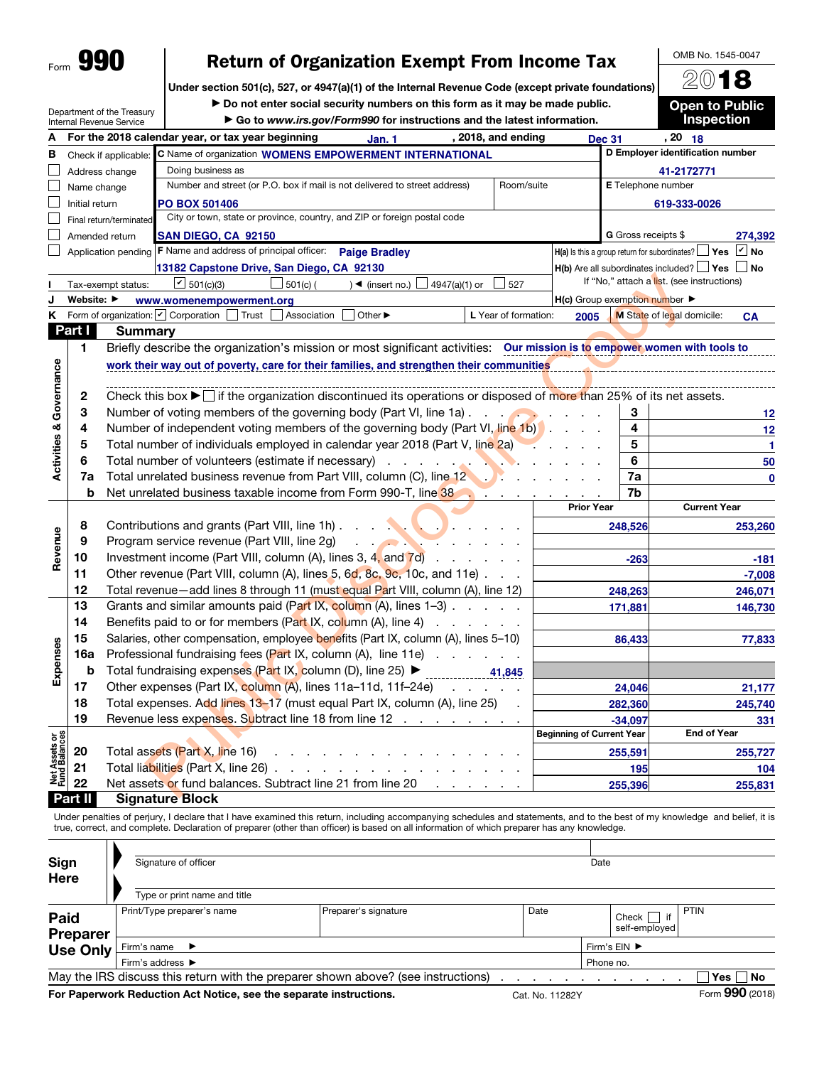Form **990**

# Return of Organization Exempt From Income Tax

**Under section 501(c), 527, or 4947(a)(1) of the Internal Revenue Code (except private foundations)**

▶ Do not enter social security numbers on this form as it may be made public.

▶ Go to *www.irs.gov/Form990* for instructions and the latest information.

Department of the Treasury
Internal Revenue Service

OMB No. 1545-0047

**2018**

**Open to Public Inspection**

**A** For the 2018 calendar year, or tax year beginning Jan. 1, 2018, and ending Dec 31, 20 18

**B** Check if applicable:
- ☐ Address change
- ☐ Name change
- ☐ Initial return
- ☐ Final return/terminated
- ☐ Amended return
- ☐ Application pending

**C** Name of organization: WOMENS EMPOWERMENT INTERNATIONAL

Doing business as

Number and street (or P.O. box if mail is not delivered to street address): PO BOX 501406 Room/suite

City or town, state or province, country, and ZIP or foreign postal code: SAN DIEGO, CA 92150

**D** Employer identification number: 41-2172771

**E** Telephone number: 619-333-0026

**G** Gross receipts $ 274,392

**F** Name and address of principal officer: Paige Bradley, 13182 Capstone Drive, San Diego, CA 92130

**H(a)** Is this a group return for subordinates? ☐ Yes ☑ No

**H(b)** Are all subordinates included? ☐ Yes ☐ No
If "No," attach a list. (see instructions)

**H(c)** Group exemption number ▶

**I** Tax-exempt status: ☑ 501(c)(3) ☐ 501(c) ( ) ◀ (insert no.) ☐ 4947(a)(1) or ☐ 527

**J** Website: ▶ www.womenempowerment.org

**K** Form of organization: ☑ Corporation ☐ Trust ☐ Association ☐ Other ▶

**L** Year of formation: 2005 **M** State of legal domicile: CA

## Part I Summary

**Activities & Governance**

1. Briefly describe the organization's mission or most significant activities: Our mission is to empower women with tools to work their way out of poverty, care for their families, and strengthen their communities
2. Check this box ▶ ☐ if the organization discontinued its operations or disposed of more than 25% of its net assets.

| | | Line | |
|---|---|---|---|
| 3 | Number of voting members of the governing body (Part VI, line 1a) | 3 | 12 |
| 4 | Number of independent voting members of the governing body (Part VI, line 1b) | 4 | 12 |
| 5 | Total number of individuals employed in calendar year 2018 (Part V, line 2a) | 5 | 1 |
| 6 | Total number of volunteers (estimate if necessary) | 6 | 50 |
| 7a | Total unrelated business revenue from Part VIII, column (C), line 12 | 7a | 0 |
| b | Net unrelated business taxable income from Form 990-T, line 38 | 7b | |

| | | | Prior Year | Current Year |
|---|---|---|---|---|
| **Revenue** | 8 | Contributions and grants (Part VIII, line 1h) | 248,526 | 253,260 |
| | 9 | Program service revenue (Part VIII, line 2g) | | |
| | 10 | Investment income (Part VIII, column (A), lines 3, 4, and 7d) | -263 | -181 |
| | 11 | Other revenue (Part VIII, column (A), lines 5, 6d, 8c, 9c, 10c, and 11e) | | -7,008 |
| | 12 | Total revenue—add lines 8 through 11 (must equal Part VIII, column (A), line 12) | 248,263 | 246,071 |
| **Expenses** | 13 | Grants and similar amounts paid (Part IX, column (A), lines 1–3) | 171,881 | 146,730 |
| | 14 | Benefits paid to or for members (Part IX, column (A), line 4) | | |
| | 15 | Salaries, other compensation, employee benefits (Part IX, column (A), lines 5–10) | 86,433 | 77,833 |
| | 16a | Professional fundraising fees (Part IX, column (A), line 11e) | | |
| | b | Total fundraising expenses (Part IX, column (D), line 25) ▶ 41,845 | | |
| | 17 | Other expenses (Part IX, column (A), lines 11a–11d, 11f–24e) | 24,046 | 21,177 |
| | 18 | Total expenses. Add lines 13–17 (must equal Part IX, column (A), line 25) | 282,360 | 245,740 |
| | 19 | Revenue less expenses. Subtract line 18 from line 12 | -34,097 | 331 |
| | | | **Beginning of Current Year** | **End of Year** |
| **Net Assets or Fund Balances** | 20 | Total assets (Part X, line 16) | 255,591 | 255,727 |
| | 21 | Total liabilities (Part X, line 26) | 195 | 104 |
| | 22 | Net assets or fund balances. Subtract line 21 from line 20 | 255,396 | 255,831 |

## Part II Signature Block

Under penalties of perjury, I declare that I have examined this return, including accompanying schedules and statements, and to the best of my knowledge and belief, it is true, correct, and complete. Declaration of preparer (other than officer) is based on all information of which preparer has any knowledge.

**Sign Here**

Signature of officer | Date

Type or print name and title

**Paid Preparer Use Only**

| Print/Type preparer's name | Preparer's signature | Date | Check ☐ if self-employed | PTIN |
|---|---|---|---|---|
| Firm's name ▶ | | | Firm's EIN ▶ | |
| Firm's address ▶ | | | Phone no. | |

May the IRS discuss this return with the preparer shown above? (see instructions) ☐ Yes ☐ No

**For Paperwork Reduction Act Notice, see the separate instructions.** Cat. No. 11282Y Form **990** (2018)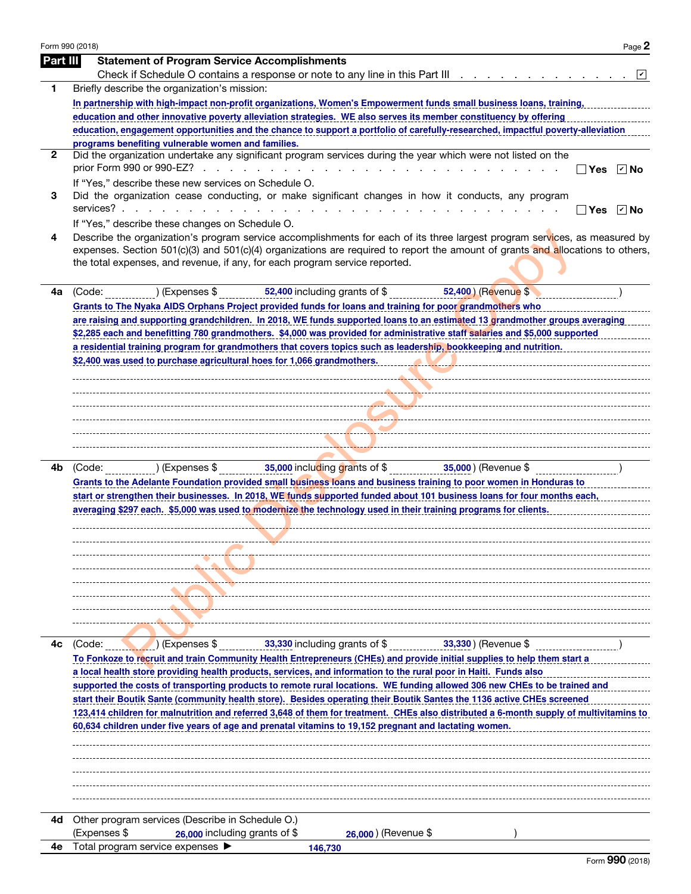## Part III Statement of Program Service Accomplishments

Check if Schedule O contains a response or note to any line in this Part III . . . . . . . . . . . . . . ☑

**1** Briefly describe the organization's mission:

In partnership with high-impact non-profit organizations, Women's Empowerment funds small business loans, training, education and other innovative poverty alleviation strategies. WE also serves its member constituency by offering education, engagement opportunities and the chance to support a portfolio of carefully-researched, impactful poverty-alleviation programs benefiting vulnerable women and families.

**2** Did the organization undertake any significant program services during the year which were not listed on the prior Form 990 or 990-EZ? . . . . . . . . . . . . ☐ Yes ☑ No

If "Yes," describe these new services on Schedule O.

**3** Did the organization cease conducting, or make significant changes in how it conducts, any program services? . . . . . . . . . . . . ☐ Yes ☑ No

If "Yes," describe these changes on Schedule O.

**4** Describe the organization's program service accomplishments for each of its three largest program services, as measured by expenses. Section 501(c)(3) and 501(c)(4) organizations are required to report the amount of grants and allocations to others, the total expenses, and revenue, if any, for each program service reported.

**4a** (Code: ) (Expenses $ 52,400 including grants of $ 52,400 ) (Revenue $ )

Grants to The Nyaka AIDS Orphans Project provided funds for loans and training for poor grandmothers who are raising and supporting grandchildren. In 2018, WE funds supported loans to an estimated 13 grandmother groups averaging $2,285 each and benefitting 780 grandmothers. $4,000 was provided for administrative staff salaries and $5,000 supported a residential training program for grandmothers that covers topics such as leadership, bookkeeping and nutrition. $2,400 was used to purchase agricultural hoes for 1,066 grandmothers.

**4b** (Code: ) (Expenses $ 35,000 including grants of $ 35,000 ) (Revenue $ )

Grants to the Adelante Foundation provided small business loans and business training to poor women in Honduras to start or strengthen their businesses. In 2018, WE funds supported funded about 101 business loans for four months each, averaging $297 each. $5,000 was used to modernize the technology used in their training programs for clients.

**4c** (Code: ) (Expenses $ 33,330 including grants of $ 33,330 ) (Revenue $ )

To Fonkoze to recruit and train Community Health Entrepreneurs (CHEs) and provide initial supplies to help them start a a local health store providing health products, services, and information to the rural poor in Haiti. Funds also supported the costs of transporting products to remote rural locations. WE funding allowed 306 new CHEs to be trained and start their Boutik Sante (community health store). Besides operating their Boutik Santes the 1136 active CHEs screened 123,414 children for malnutrition and referred 3,648 of them for treatment. CHEs also distributed a 6-month supply of multivitamins to 60,634 children under five years of age and prenatal vitamins to 19,152 pregnant and lactating women.

**4d** Other program services (Describe in Schedule O.)
(Expenses $ 26,000 including grants of $ 26,000 ) (Revenue $ )

**4e** Total program service expenses ▶ 146,730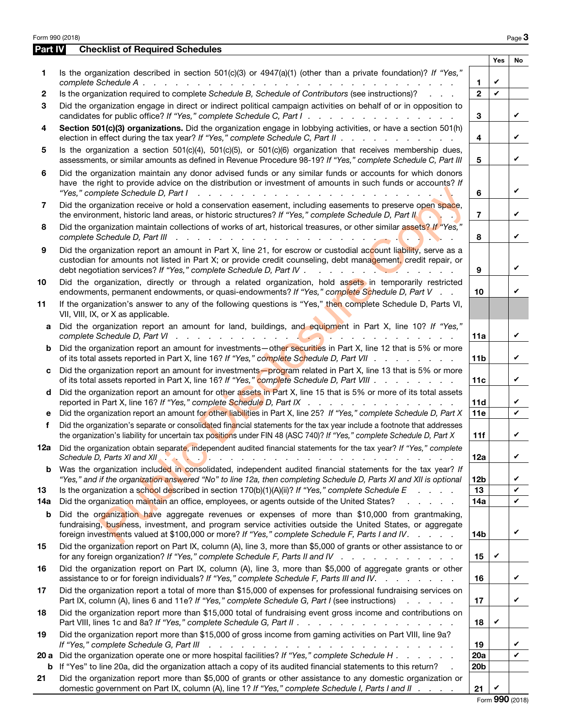Form 990 (2018)

## Part IV Checklist of Required Schedules

| | | | Yes | No |
|---|---|---|---|---|
| 1 | Is the organization described in section 501(c)(3) or 4947(a)(1) (other than a private foundation)? *If "Yes," complete Schedule A* | 1 | ✔ | |
| 2 | Is the organization required to complete *Schedule B, Schedule of Contributors* (see instructions)? | 2 | ✔ | |
| 3 | Did the organization engage in direct or indirect political campaign activities on behalf of or in opposition to candidates for public office? *If "Yes," complete Schedule C, Part I* | 3 | | ✔ |
| 4 | **Section 501(c)(3) organizations.** Did the organization engage in lobbying activities, or have a section 501(h) election in effect during the tax year? *If "Yes," complete Schedule C, Part II* | 4 | | ✔ |
| 5 | Is the organization a section 501(c)(4), 501(c)(5), or 501(c)(6) organization that receives membership dues, assessments, or similar amounts as defined in Revenue Procedure 98-19? *If "Yes," complete Schedule C, Part III* | 5 | | ✔ |
| 6 | Did the organization maintain any donor advised funds or any similar funds or accounts for which donors have the right to provide advice on the distribution or investment of amounts in such funds or accounts? *If "Yes," complete Schedule D, Part I* | 6 | | ✔ |
| 7 | Did the organization receive or hold a conservation easement, including easements to preserve open space, the environment, historic land areas, or historic structures? *If "Yes," complete Schedule D, Part II* | 7 | | ✔ |
| 8 | Did the organization maintain collections of works of art, historical treasures, or other similar assets? *If "Yes," complete Schedule D, Part III* | 8 | | ✔ |
| 9 | Did the organization report an amount in Part X, line 21, for escrow or custodial account liability, serve as a custodian for amounts not listed in Part X; or provide credit counseling, debt management, credit repair, or debt negotiation services? *If "Yes," complete Schedule D, Part IV* | 9 | | ✔ |
| 10 | Did the organization, directly or through a related organization, hold assets in temporarily restricted endowments, permanent endowments, or quasi-endowments? *If "Yes," complete Schedule D, Part V* | 10 | | ✔ |
| 11 | If the organization's answer to any of the following questions is "Yes," then complete Schedule D, Parts VI, VII, VIII, IX, or X as applicable. | | | |
| a | Did the organization report an amount for land, buildings, and equipment in Part X, line 10? *If "Yes," complete Schedule D, Part VI* | 11a | | ✔ |
| b | Did the organization report an amount for investments—other securities in Part X, line 12 that is 5% or more of its total assets reported in Part X, line 16? *If "Yes," complete Schedule D, Part VII* | 11b | | ✔ |
| c | Did the organization report an amount for investments—program related in Part X, line 13 that is 5% or more of its total assets reported in Part X, line 16? *If "Yes," complete Schedule D, Part VIII* | 11c | | ✔ |
| d | Did the organization report an amount for other assets in Part X, line 15 that is 5% or more of its total assets reported in Part X, line 16? *If "Yes," complete Schedule D, Part IX* | 11d | | ✔ |
| e | Did the organization report an amount for other liabilities in Part X, line 25? *If "Yes," complete Schedule D, Part X* | 11e | | ✔ |
| f | Did the organization's separate or consolidated financial statements for the tax year include a footnote that addresses the organization's liability for uncertain tax positions under FIN 48 (ASC 740)? *If "Yes," complete Schedule D, Part X* | 11f | | ✔ |
| 12a | Did the organization obtain separate, independent audited financial statements for the tax year? *If "Yes," complete Schedule D, Parts XI and XII* | 12a | | ✔ |
| b | Was the organization included in consolidated, independent audited financial statements for the tax year? *If "Yes," and if the organization answered "No" to line 12a, then completing Schedule D, Parts XI and XII is optional* | 12b | | ✔ |
| 13 | Is the organization a school described in section 170(b)(1)(A)(ii)? *If "Yes," complete Schedule E* | 13 | | ✔ |
| 14a | Did the organization maintain an office, employees, or agents outside of the United States? | 14a | | ✔ |
| b | Did the organization have aggregate revenues or expenses of more than $10,000 from grantmaking, fundraising, business, investment, and program service activities outside the United States, or aggregate foreign investments valued at $100,000 or more? *If "Yes," complete Schedule F, Parts I and IV* | 14b | | ✔ |
| 15 | Did the organization report on Part IX, column (A), line 3, more than $5,000 of grants or other assistance to or for any foreign organization? *If "Yes," complete Schedule F, Parts II and IV* | 15 | ✔ | |
| 16 | Did the organization report on Part IX, column (A), line 3, more than $5,000 of aggregate grants or other assistance to or for foreign individuals? *If "Yes," complete Schedule F, Parts III and IV.* | 16 | | ✔ |
| 17 | Did the organization report a total of more than $15,000 of expenses for professional fundraising services on Part IX, column (A), lines 6 and 11e? *If "Yes," complete Schedule G, Part I* (see instructions) | 17 | | ✔ |
| 18 | Did the organization report more than $15,000 total of fundraising event gross income and contributions on Part VIII, lines 1c and 8a? *If "Yes," complete Schedule G, Part II* | 18 | ✔ | |
| 19 | Did the organization report more than $15,000 of gross income from gaming activities on Part VIII, line 9a? *If "Yes," complete Schedule G, Part III* | 19 | | ✔ |
| 20a | Did the organization operate one or more hospital facilities? *If "Yes," complete Schedule H* | 20a | | ✔ |
| b | If "Yes" to line 20a, did the organization attach a copy of its audited financial statements to this return? | 20b | | |
| 21 | Did the organization report more than $5,000 of grants or other assistance to any domestic organization or domestic government on Part IX, column (A), line 1? *If "Yes," complete Schedule I, Parts I and II* | 21 | ✔ | |

Form **990** (2018)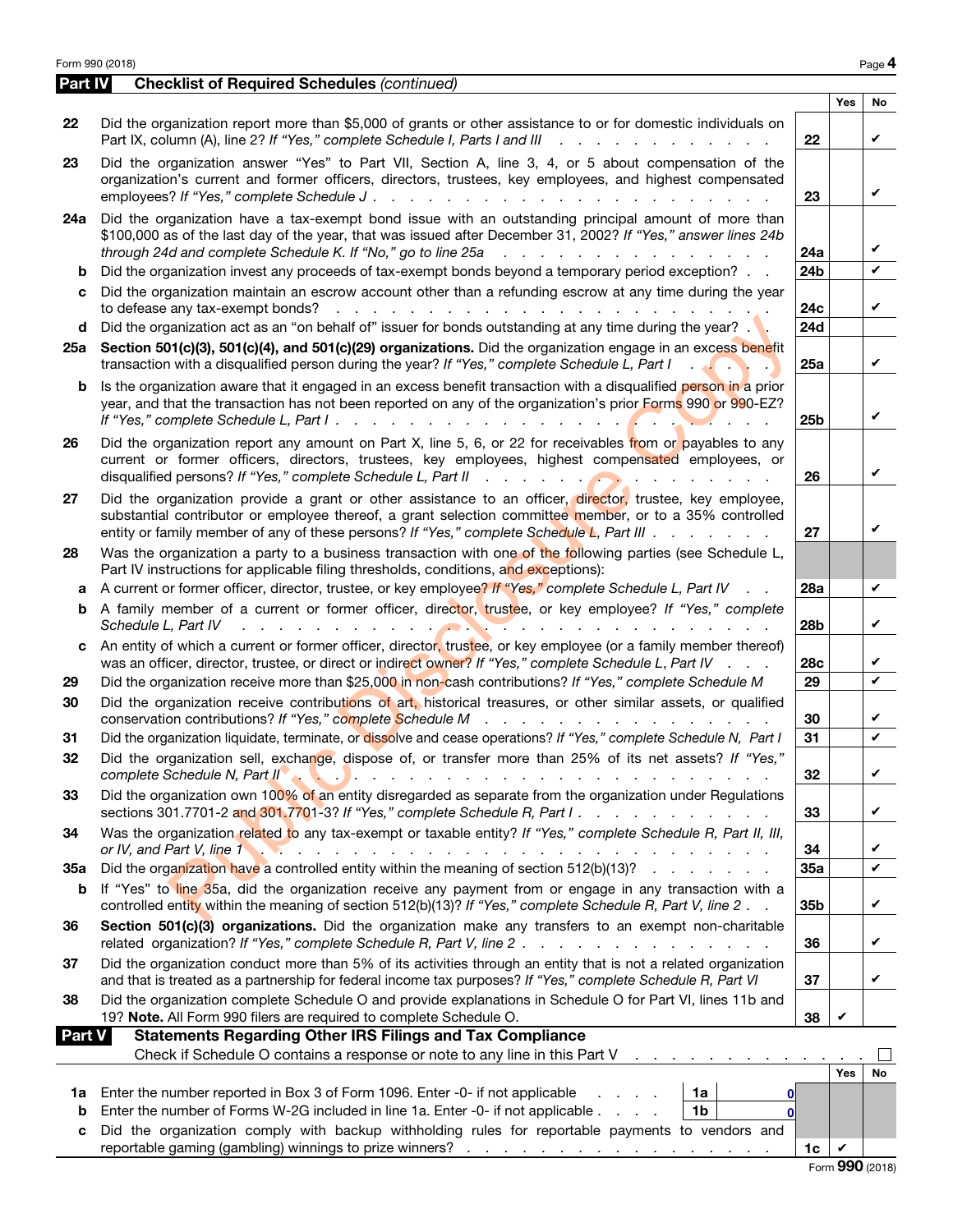## Part IV Checklist of Required Schedules *(continued)*

| | | | Yes | No |
|---|---|---|---|---|
| 22 | Did the organization report more than $5,000 of grants or other assistance to or for domestic individuals on Part IX, column (A), line 2? *If "Yes," complete Schedule I, Parts I and III* | 22 | | ✔ |
| 23 | Did the organization answer "Yes" to Part VII, Section A, line 3, 4, or 5 about compensation of the organization's current and former officers, directors, trustees, key employees, and highest compensated employees? *If "Yes," complete Schedule J* | 23 | | ✔ |
| 24a | Did the organization have a tax-exempt bond issue with an outstanding principal amount of more than $100,000 as of the last day of the year, that was issued after December 31, 2002? *If "Yes," answer lines 24b through 24d and complete Schedule K. If "No," go to line 25a* | 24a | | ✔ |
| b | Did the organization invest any proceeds of tax-exempt bonds beyond a temporary period exception? | 24b | | ✔ |
| c | Did the organization maintain an escrow account other than a refunding escrow at any time during the year to defease any tax-exempt bonds? | 24c | | ✔ |
| d | Did the organization act as an "on behalf of" issuer for bonds outstanding at any time during the year? | 24d | | |
| 25a | **Section 501(c)(3), 501(c)(4), and 501(c)(29) organizations.** Did the organization engage in an excess benefit transaction with a disqualified person during the year? *If "Yes," complete Schedule L, Part I* | 25a | | ✔ |
| b | Is the organization aware that it engaged in an excess benefit transaction with a disqualified person in a prior year, and that the transaction has not been reported on any of the organization's prior Forms 990 or 990-EZ? *If "Yes," complete Schedule L, Part I* | 25b | | ✔ |
| 26 | Did the organization report any amount on Part X, line 5, 6, or 22 for receivables from or payables to any current or former officers, directors, trustees, key employees, highest compensated employees, or disqualified persons? *If "Yes," complete Schedule L, Part II* | 26 | | ✔ |
| 27 | Did the organization provide a grant or other assistance to an officer, director, trustee, key employee, substantial contributor or employee thereof, a grant selection committee member, or to a 35% controlled entity or family member of any of these persons? *If "Yes," complete Schedule L, Part III* | 27 | | ✔ |
| 28 | Was the organization a party to a business transaction with one of the following parties (see Schedule L, Part IV instructions for applicable filing thresholds, conditions, and exceptions): | | | |
| a | A current or former officer, director, trustee, or key employee? *If "Yes," complete Schedule L, Part IV* | 28a | | ✔ |
| b | A family member of a current or former officer, director, trustee, or key employee? *If "Yes," complete Schedule L, Part IV* | 28b | | ✔ |
| c | An entity of which a current or former officer, director, trustee, or key employee (or a family member thereof) was an officer, director, trustee, or direct or indirect owner? *If "Yes," complete Schedule L, Part IV* | 28c | | ✔ |
| 29 | Did the organization receive more than $25,000 in non-cash contributions? *If "Yes," complete Schedule M* | 29 | | ✔ |
| 30 | Did the organization receive contributions of art, historical treasures, or other similar assets, or qualified conservation contributions? *If "Yes," complete Schedule M* | 30 | | ✔ |
| 31 | Did the organization liquidate, terminate, or dissolve and cease operations? *If "Yes," complete Schedule N, Part I* | 31 | | ✔ |
| 32 | Did the organization sell, exchange, dispose of, or transfer more than 25% of its net assets? *If "Yes," complete Schedule N, Part II* | 32 | | ✔ |
| 33 | Did the organization own 100% of an entity disregarded as separate from the organization under Regulations sections 301.7701-2 and 301.7701-3? *If "Yes," complete Schedule R, Part I* | 33 | | ✔ |
| 34 | Was the organization related to any tax-exempt or taxable entity? *If "Yes," complete Schedule R, Part II, III, or IV, and Part V, line 1* | 34 | | ✔ |
| 35a | Did the organization have a controlled entity within the meaning of section 512(b)(13)? | 35a | | ✔ |
| b | If "Yes" to line 35a, did the organization receive any payment from or engage in any transaction with a controlled entity within the meaning of section 512(b)(13)? *If "Yes," complete Schedule R, Part V, line 2* | 35b | | ✔ |
| 36 | **Section 501(c)(3) organizations.** Did the organization make any transfers to an exempt non-charitable related organization? *If "Yes," complete Schedule R, Part V, line 2* | 36 | | ✔ |
| 37 | Did the organization conduct more than 5% of its activities through an entity that is not a related organization and that is treated as a partnership for federal income tax purposes? *If "Yes," complete Schedule R, Part VI* | 37 | | ✔ |
| 38 | Did the organization complete Schedule O and provide explanations in Schedule O for Part VI, lines 11b and 19? **Note.** All Form 990 filers are required to complete Schedule O. | 38 | ✔ | |

## Part V Statements Regarding Other IRS Filings and Tax Compliance

Check if Schedule O contains a response or note to any line in this Part V ☐

| | | | | | Yes | No |
|---|---|---|---|---|---|---|
| 1a | Enter the number reported in Box 3 of Form 1096. Enter -0- if not applicable | 1a | 0 | | | |
| b | Enter the number of Forms W-2G included in line 1a. Enter -0- if not applicable | 1b | 0 | | | |
| c | Did the organization comply with backup withholding rules for reportable payments to vendors and reportable gaming (gambling) winnings to prize winners? | | | 1c | ✔ | |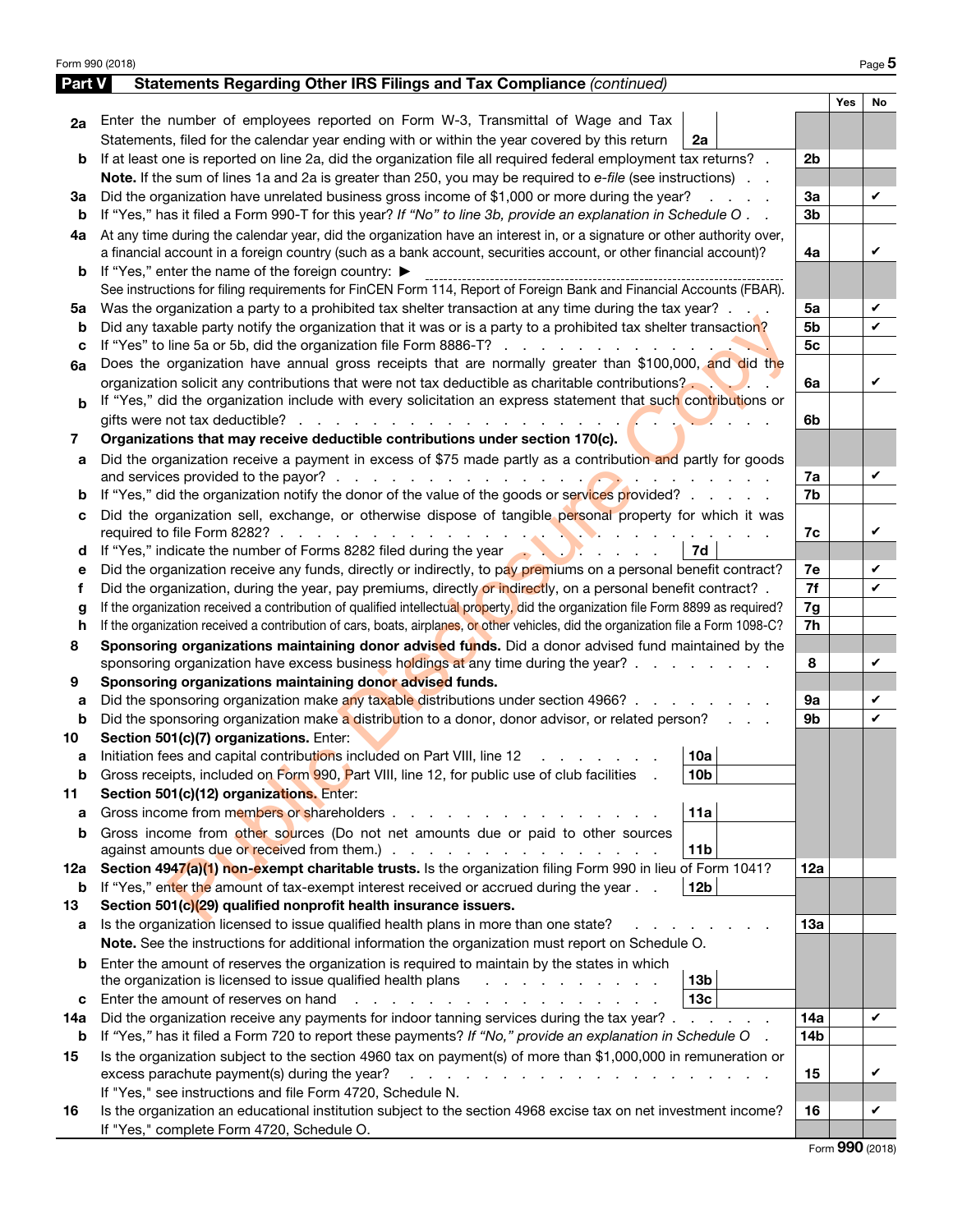## Part V Statements Regarding Other IRS Filings and Tax Compliance *(continued)*

| | | | | Yes | No |
|---|---|---|---|---|---|
| **2a** | Enter the number of employees reported on Form W-3, Transmittal of Wage and Tax Statements, filed for the calendar year ending with or within the year covered by this return | 2a | | | |
| **b** | If at least one is reported on line 2a, did the organization file all required federal employment tax returns? | | 2b | | |
| | **Note.** If the sum of lines 1a and 2a is greater than 250, you may be required to *e-file* (see instructions) | | | | |
| **3a** | Did the organization have unrelated business gross income of $1,000 or more during the year? | | 3a | | ✔ |
| **b** | If "Yes," has it filed a Form 990-T for this year? *If "No" to line 3b, provide an explanation in Schedule O* | | 3b | | |
| **4a** | At any time during the calendar year, did the organization have an interest in, or a signature or other authority over, a financial account in a foreign country (such as a bank account, securities account, or other financial account)? | | 4a | | ✔ |
| **b** | If "Yes," enter the name of the foreign country: ▶ | | | | |
| | See instructions for filing requirements for FinCEN Form 114, Report of Foreign Bank and Financial Accounts (FBAR). | | | | |
| **5a** | Was the organization a party to a prohibited tax shelter transaction at any time during the tax year? | | 5a | | ✔ |
| **b** | Did any taxable party notify the organization that it was or is a party to a prohibited tax shelter transaction? | | 5b | | ✔ |
| **c** | If "Yes" to line 5a or 5b, did the organization file Form 8886-T? | | 5c | | |
| **6a** | Does the organization have annual gross receipts that are normally greater than $100,000, and did the organization solicit any contributions that were not tax deductible as charitable contributions? | | 6a | | ✔ |
| **b** | If "Yes," did the organization include with every solicitation an express statement that such contributions or gifts were not tax deductible? | | 6b | | |
| **7** | **Organizations that may receive deductible contributions under section 170(c).** | | | | |
| **a** | Did the organization receive a payment in excess of $75 made partly as a contribution and partly for goods and services provided to the payor? | | 7a | | ✔ |
| **b** | If "Yes," did the organization notify the donor of the value of the goods or services provided? | | 7b | | |
| **c** | Did the organization sell, exchange, or otherwise dispose of tangible personal property for which it was required to file Form 8282? | | 7c | | ✔ |
| **d** | If "Yes," indicate the number of Forms 8282 filed during the year | 7d | | | |
| **e** | Did the organization receive any funds, directly or indirectly, to pay premiums on a personal benefit contract? | | 7e | | ✔ |
| **f** | Did the organization, during the year, pay premiums, directly or indirectly, on a personal benefit contract? | | 7f | | ✔ |
| **g** | If the organization received a contribution of qualified intellectual property, did the organization file Form 8899 as required? | | 7g | | |
| **h** | If the organization received a contribution of cars, boats, airplanes, or other vehicles, did the organization file a Form 1098-C? | | 7h | | |
| **8** | **Sponsoring organizations maintaining donor advised funds.** Did a donor advised fund maintained by the sponsoring organization have excess business holdings at any time during the year? | | 8 | | ✔ |
| **9** | **Sponsoring organizations maintaining donor advised funds.** | | | | |
| **a** | Did the sponsoring organization make any taxable distributions under section 4966? | | 9a | | ✔ |
| **b** | Did the sponsoring organization make a distribution to a donor, donor advisor, or related person? | | 9b | | ✔ |
| **10** | **Section 501(c)(7) organizations.** Enter: | | | | |
| **a** | Initiation fees and capital contributions included on Part VIII, line 12 | 10a | | | |
| **b** | Gross receipts, included on Form 990, Part VIII, line 12, for public use of club facilities | 10b | | | |
| **11** | **Section 501(c)(12) organizations.** Enter: | | | | |
| **a** | Gross income from members or shareholders | 11a | | | |
| **b** | Gross income from other sources (Do not net amounts due or paid to other sources against amounts due or received from them.) | 11b | | | |
| **12a** | **Section 4947(a)(1) non-exempt charitable trusts.** Is the organization filing Form 990 in lieu of Form 1041? | | 12a | | |
| **b** | If "Yes," enter the amount of tax-exempt interest received or accrued during the year | 12b | | | |
| **13** | **Section 501(c)(29) qualified nonprofit health insurance issuers.** | | | | |
| **a** | Is the organization licensed to issue qualified health plans in more than one state? | | 13a | | |
| | **Note.** See the instructions for additional information the organization must report on Schedule O. | | | | |
| **b** | Enter the amount of reserves the organization is required to maintain by the states in which the organization is licensed to issue qualified health plans | 13b | | | |
| **c** | Enter the amount of reserves on hand | 13c | | | |
| **14a** | Did the organization receive any payments for indoor tanning services during the tax year? | | 14a | | ✔ |
| **b** | If "Yes," has it filed a Form 720 to report these payments? *If "No," provide an explanation in Schedule O* | | 14b | | |
| **15** | Is the organization subject to the section 4960 tax on payment(s) of more than $1,000,000 in remuneration or excess parachute payment(s) during the year? | | 15 | | ✔ |
| | If "Yes," see instructions and file Form 4720, Schedule N. | | | | |
| **16** | Is the organization an educational institution subject to the section 4968 excise tax on net investment income? | | 16 | | ✔ |
| | If "Yes," complete Form 4720, Schedule O. | | | | |

Form **990** (2018)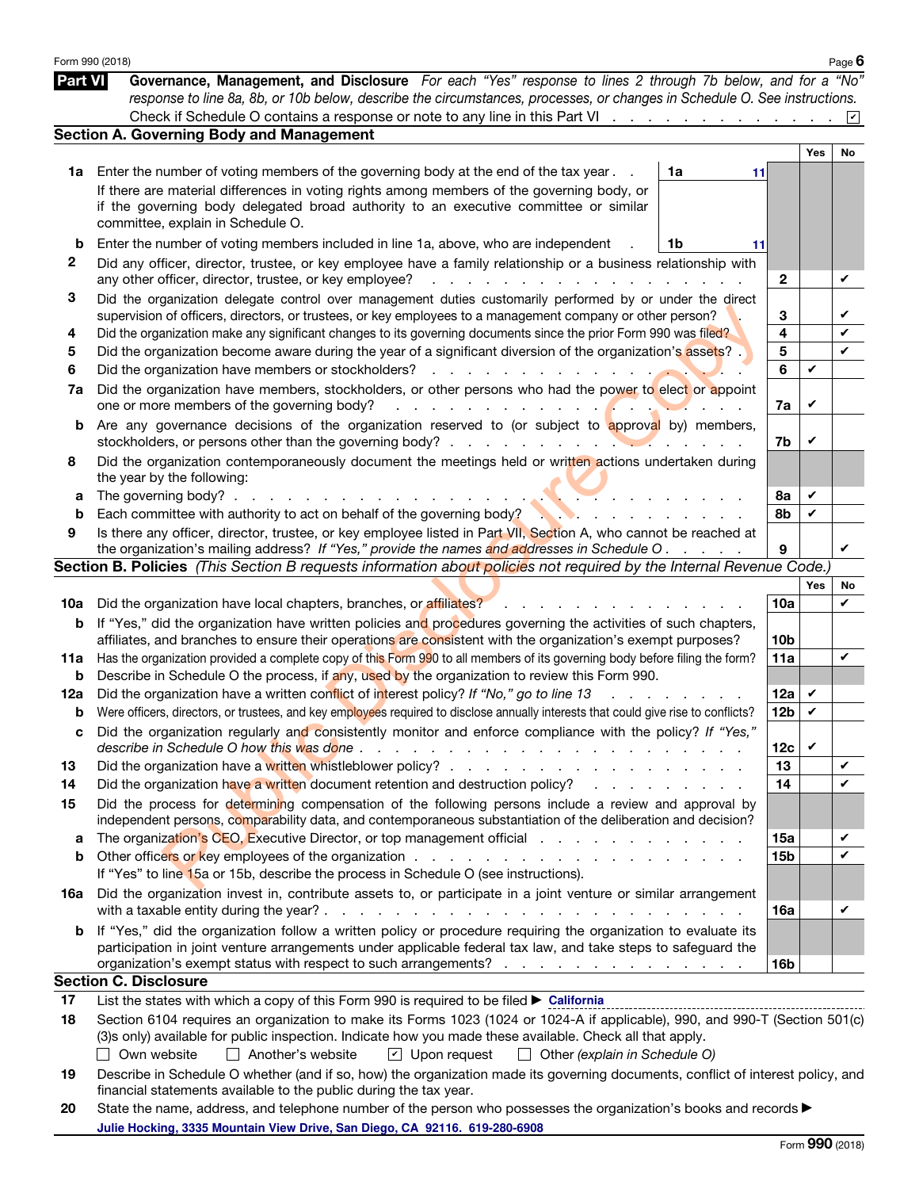Form 990 (2018)

## Part VI Governance, Management, and Disclosure

*For each "Yes" response to lines 2 through 7b below, and for a "No" response to line 8a, 8b, or 10b below, describe the circumstances, processes, or changes in Schedule O. See instructions.*

Check if Schedule O contains a response or note to any line in this Part VI . . . . . . . . . . . . . . ☑

### Section A. Governing Body and Management

| | | | Yes | No |
|---|---|---|---|---|
| 1a | Enter the number of voting members of the governing body at the end of the tax year . . **1a** 11<br>If there are material differences in voting rights among members of the governing body, or if the governing body delegated broad authority to an executive committee or similar committee, explain in Schedule O. | | | |
| b | Enter the number of voting members included in line 1a, above, who are independent . **1b** 11 | | | |
| 2 | Did any officer, director, trustee, or key employee have a family relationship or a business relationship with any other officer, director, trustee, or key employee? | 2 | | ✔ |
| 3 | Did the organization delegate control over management duties customarily performed by or under the direct supervision of officers, directors, or trustees, or key employees to a management company or other person? | 3 | | ✔ |
| 4 | Did the organization make any significant changes to its governing documents since the prior Form 990 was filed? | 4 | | ✔ |
| 5 | Did the organization become aware during the year of a significant diversion of the organization's assets? | 5 | | ✔ |
| 6 | Did the organization have members or stockholders? | 6 | ✔ | |
| 7a | Did the organization have members, stockholders, or other persons who had the power to elect or appoint one or more members of the governing body? | 7a | ✔ | |
| b | Are any governance decisions of the organization reserved to (or subject to approval by) members, stockholders, or persons other than the governing body? | 7b | ✔ | |
| 8 | Did the organization contemporaneously document the meetings held or written actions undertaken during the year by the following: | | | |
| a | The governing body? | 8a | ✔ | |
| b | Each committee with authority to act on behalf of the governing body? | 8b | ✔ | |
| 9 | Is there any officer, director, trustee, or key employee listed in Part VII, Section A, who cannot be reached at the organization's mailing address? *If "Yes," provide the names and addresses in Schedule O* | 9 | | ✔ |

### Section B. Policies *(This Section B requests information about policies not required by the Internal Revenue Code.)*

| | | | Yes | No |
|---|---|---|---|---|
| 10a | Did the organization have local chapters, branches, or affiliates? | 10a | | ✔ |
| b | If "Yes," did the organization have written policies and procedures governing the activities of such chapters, affiliates, and branches to ensure their operations are consistent with the organization's exempt purposes? | 10b | | |
| 11a | Has the organization provided a complete copy of this Form 990 to all members of its governing body before filing the form? | 11a | | ✔ |
| b | Describe in Schedule O the process, if any, used by the organization to review this Form 990. | | | |
| 12a | Did the organization have a written conflict of interest policy? *If "No," go to line 13* | 12a | ✔ | |
| b | Were officers, directors, or trustees, and key employees required to disclose annually interests that could give rise to conflicts? | 12b | ✔ | |
| c | Did the organization regularly and consistently monitor and enforce compliance with the policy? *If "Yes," describe in Schedule O how this was done* | 12c | ✔ | |
| 13 | Did the organization have a written whistleblower policy? | 13 | | ✔ |
| 14 | Did the organization have a written document retention and destruction policy? | 14 | | ✔ |
| 15 | Did the process for determining compensation of the following persons include a review and approval by independent persons, comparability data, and contemporaneous substantiation of the deliberation and decision? | | | |
| a | The organization's CEO, Executive Director, or top management official | 15a | | ✔ |
| b | Other officers or key employees of the organization<br>If "Yes" to line 15a or 15b, describe the process in Schedule O (see instructions). | 15b | | ✔ |
| 16a | Did the organization invest in, contribute assets to, or participate in a joint venture or similar arrangement with a taxable entity during the year? | 16a | | ✔ |
| b | If "Yes," did the organization follow a written policy or procedure requiring the organization to evaluate its participation in joint venture arrangements under applicable federal tax law, and take steps to safeguard the organization's exempt status with respect to such arrangements? | 16b | | |

### Section C. Disclosure

17 List the states with which a copy of this Form 990 is required to be filed ▶ California

18 Section 6104 requires an organization to make its Forms 1023 (1024 or 1024-A if applicable), 990, and 990-T (Section 501(c)(3)s only) available for public inspection. Indicate how you made these available. Check all that apply.

☐ Own website ☐ Another's website ☑ Upon request ☐ Other *(explain in Schedule O)*

19 Describe in Schedule O whether (and if so, how) the organization made its governing documents, conflict of interest policy, and financial statements available to the public during the tax year.

20 State the name, address, and telephone number of the person who possesses the organization's books and records ▶

Julie Hocking, 3335 Mountain View Drive, San Diego, CA 92116. 619-280-6908

Form **990** (2018)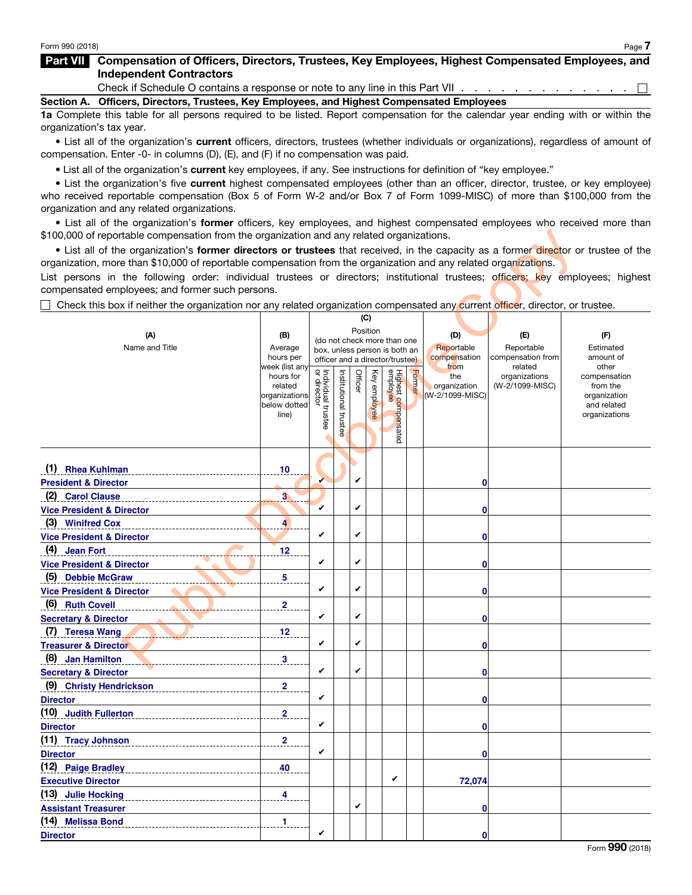Form 990 (2018)

## Part VII Compensation of Officers, Directors, Trustees, Key Employees, Highest Compensated Employees, and Independent Contractors

Check if Schedule O contains a response or note to any line in this Part VII . . . . . . . . . . . . . . . ☐

### Section A. Officers, Directors, Trustees, Key Employees, and Highest Compensated Employees

**1a** Complete this table for all persons required to be listed. Report compensation for the calendar year ending with or within the organization's tax year.

- List all of the organization's **current** officers, directors, trustees (whether individuals or organizations), regardless of amount of compensation. Enter -0- in columns (D), (E), and (F) if no compensation was paid.
- List all of the organization's **current** key employees, if any. See instructions for definition of "key employee."
- List the organization's five **current** highest compensated employees (other than an officer, director, trustee, or key employee) who received reportable compensation (Box 5 of Form W-2 and/or Box 7 of Form 1099-MISC) of more than $100,000 from the organization and any related organizations.
- List all of the organization's **former** officers, key employees, and highest compensated employees who received more than $100,000 of reportable compensation from the organization and any related organizations.
- List all of the organization's **former directors or trustees** that received, in the capacity as a former director or trustee of the organization, more than $10,000 of reportable compensation from the organization and any related organizations.

List persons in the following order: individual trustees or directors; institutional trustees; officers; key employees; highest compensated employees; and former such persons.

☐ Check this box if neither the organization nor any related organization compensated any current officer, director, or trustee.

| (A) Name and Title | (B) Average hours per week (list any hours for related organizations below dotted line) | (C) Position: Individual trustee or director | Institutional trustee | Officer | Key employee | Highest compensated employee | Former | (D) Reportable compensation from the organization (W-2/1099-MISC) | (E) Reportable compensation from related organizations (W-2/1099-MISC) | (F) Estimated amount of other compensation from the organization and related organizations |
|---|---|---|---|---|---|---|---|---|---|---|
| (1) Rhea Kuhlman<br>President & Director | 10 | ✔ | | ✔ | | | | 0 | | |
| (2) Carol Clause<br>Vice President & Director | 3 | ✔ | | ✔ | | | | 0 | | |
| (3) Winifred Cox<br>Vice President & Director | 4 | ✔ | | ✔ | | | | 0 | | |
| (4) Jean Fort<br>Vice President & Director | 12 | ✔ | | ✔ | | | | 0 | | |
| (5) Debbie McGraw<br>Vice President & Director | 5 | ✔ | | ✔ | | | | 0 | | |
| (6) Ruth Covell<br>Secretary & Director | 2 | ✔ | | ✔ | | | | 0 | | |
| (7) Teresa Wang<br>Treasurer & Director | 12 | ✔ | | ✔ | | | | 0 | | |
| (8) Jan Hamilton<br>Secretary & Director | 3 | ✔ | | ✔ | | | | 0 | | |
| (9) Christy Hendrickson<br>Director | 2 | ✔ | | | | | | 0 | | |
| (10) Judith Fullerton<br>Director | 2 | ✔ | | | | | | 0 | | |
| (11) Tracy Johnson<br>Director | 2 | ✔ | | | | | | 0 | | |
| (12) Paige Bradley<br>Executive Director | 40 | | | | | ✔ | | 72,074 | | |
| (13) Julie Hocking<br>Assistant Treasurer | 4 | | | ✔ | | | | 0 | | |
| (14) Melissa Bond<br>Director | 1 | ✔ | | | | | | 0 | | |

Form **990** (2018)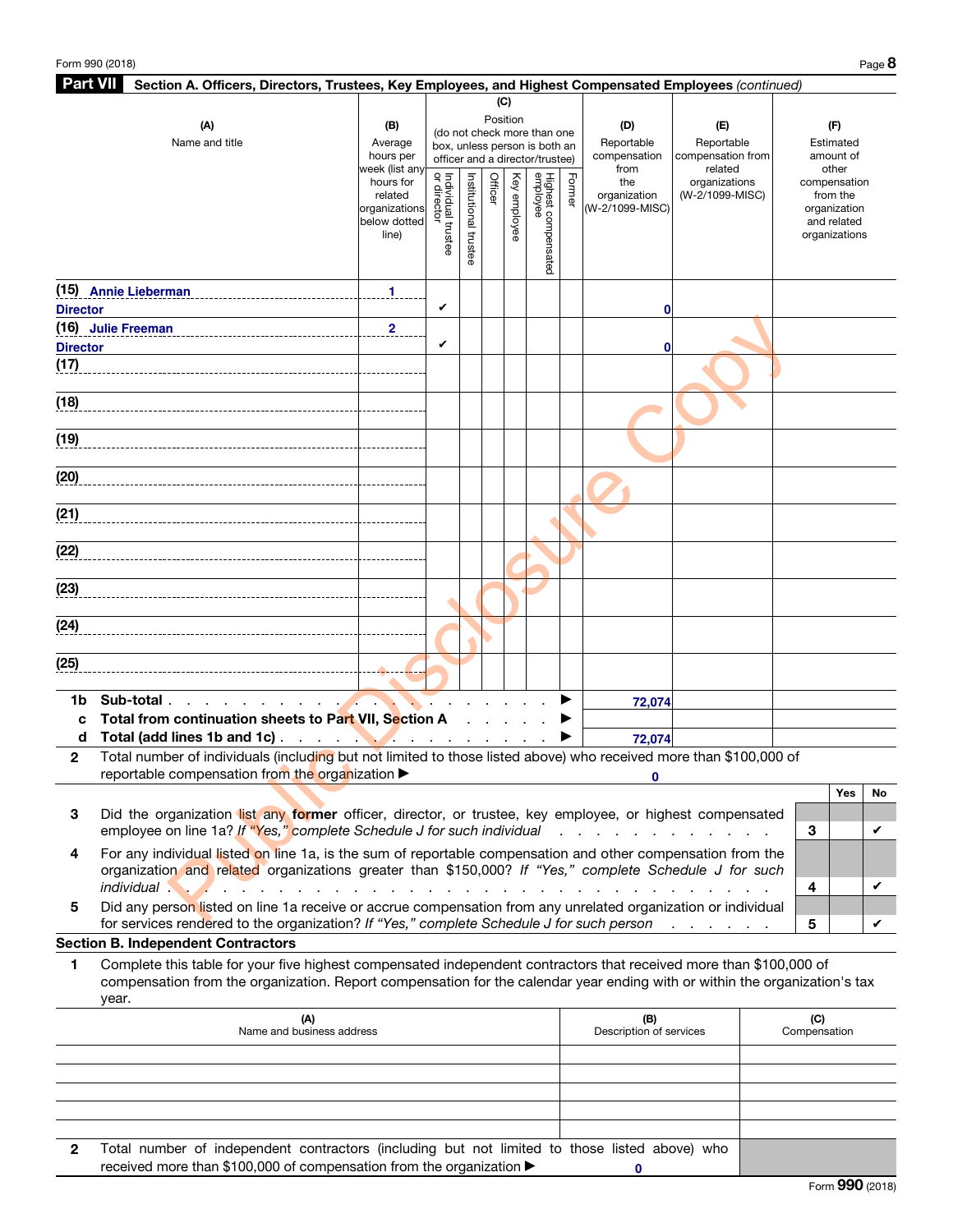## Part VII Section A. Officers, Directors, Trustees, Key Employees, and Highest Compensated Employees *(continued)*

| (A) Name and title | (B) Average hours per week (list any hours for related organizations below dotted line) | (C) Position: Individual trustee or director | Institutional trustee | Officer | Key employee | Highest compensated employee | Former | (D) Reportable compensation from the organization (W-2/1099-MISC) | (E) Reportable compensation from related organizations (W-2/1099-MISC) | (F) Estimated amount of other compensation from the organization and related organizations |
|---|---|---|---|---|---|---|---|---|---|---|
| (15) Annie Lieberman<br>Director | 1 | ✔ | | | | | | 0 | | |
| (16) Julie Freeman<br>Director | 2 | ✔ | | | | | | 0 | | |
| (17) | | | | | | | | | | |
| (18) | | | | | | | | | | |
| (19) | | | | | | | | | | |
| (20) | | | | | | | | | | |
| (21) | | | | | | | | | | |
| (22) | | | | | | | | | | |
| (23) | | | | | | | | | | |
| (24) | | | | | | | | | | |
| (25) | | | | | | | | | | |
| **1b Sub-total** ▶ | | | | | | | | 72,074 | | |
| **c Total from continuation sheets to Part VII, Section A** ▶ | | | | | | | | | | |
| **d Total (add lines 1b and 1c)** ▶ | | | | | | | | 72,074 | | |

**2** Total number of individuals (including but not limited to those listed above) who received more than $100,000 of reportable compensation from the organization ▶ 0

| | | Yes | No |
|---|---|---|---|
| **3** Did the organization list any **former** officer, director, or trustee, key employee, or highest compensated employee on line 1a? *If "Yes," complete Schedule J for such individual* | 3 | | ✔ |
| **4** For any individual listed on line 1a, is the sum of reportable compensation and other compensation from the organization and related organizations greater than $150,000? *If "Yes," complete Schedule J for such individual* | 4 | | ✔ |
| **5** Did any person listed on line 1a receive or accrue compensation from any unrelated organization or individual for services rendered to the organization? *If "Yes," complete Schedule J for such person* | 5 | | ✔ |

### Section B. Independent Contractors

**1** Complete this table for your five highest compensated independent contractors that received more than $100,000 of compensation from the organization. Report compensation for the calendar year ending with or within the organization's tax year.

| (A) Name and business address | (B) Description of services | (C) Compensation |
|---|---|---|
| | | |
| | | |
| | | |
| | | |
| | | |

**2** Total number of independent contractors (including but not limited to those listed above) who received more than $100,000 of compensation from the organization ▶ 0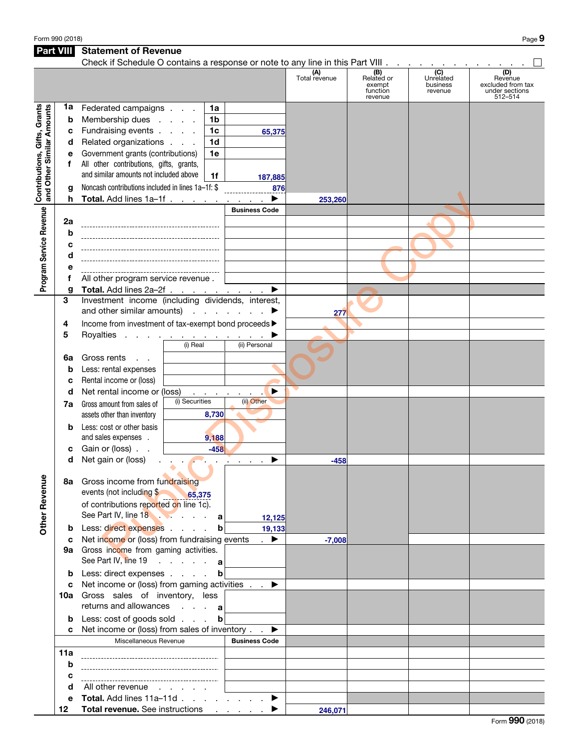## Part VIII Statement of Revenue

Check if Schedule O contains a response or note to any line in this Part VIII . . . . . . . . . . . . . ☐

| | | | | (A) Total revenue | (B) Related or exempt function revenue | (C) Unrelated business revenue | (D) Revenue excluded from tax under sections 512–514 |
|---|---|---|---|---|---|---|---|
| **Contributions, Gifts, Grants and Other Similar Amounts** | | | | | | | |
| 1a | Federated campaigns | 1a | | | | | |
| b | Membership dues | 1b | | | | | |
| c | Fundraising events | 1c | 65,375 | | | | |
| d | Related organizations | 1d | | | | | |
| e | Government grants (contributions) | 1e | | | | | |
| f | All other contributions, gifts, grants, and similar amounts not included above | 1f | 187,885 | | | | |
| g | Noncash contributions included in lines 1a–1f: $ 876 | | | | | | |
| h | **Total.** Add lines 1a–1f ▶ | | | 253,260 | | | |
| **Program Service Revenue** | | | Business Code | | | | |
| 2a | | | | | | | |
| b | | | | | | | |
| c | | | | | | | |
| d | | | | | | | |
| e | | | | | | | |
| f | All other program service revenue | | | | | | |
| g | **Total.** Add lines 2a–2f ▶ | | | | | | |
| **Other Revenue** | | | | | | | |
| 3 | Investment income (including dividends, interest, and other similar amounts) ▶ | | | 277 | | | |
| 4 | Income from investment of tax-exempt bond proceeds ▶ | | | | | | |
| 5 | Royalties ▶ | | | | | | |
| | | (i) Real | (ii) Personal | | | | |
| 6a | Gross rents | | | | | | |
| b | Less: rental expenses | | | | | | |
| c | Rental income or (loss) | | | | | | |
| d | Net rental income or (loss) ▶ | | | | | | |
| | | (i) Securities | (ii) Other | | | | |
| 7a | Gross amount from sales of assets other than inventory | 8,730 | | | | | |
| b | Less: cost or other basis and sales expenses | 9,188 | | | | | |
| c | Gain or (loss) | -458 | | | | | |
| d | Net gain or (loss) ▶ | | | -458 | | | |
| 8a | Gross income from fundraising events (not including $ 65,375 of contributions reported on line 1c). See Part IV, line 18 | a | 12,125 | | | | |
| b | Less: direct expenses | b | 19,133 | | | | |
| c | Net income or (loss) from fundraising events ▶ | | | -7,008 | | | |
| 9a | Gross income from gaming activities. See Part IV, line 19 | a | | | | | |
| b | Less: direct expenses | b | | | | | |
| c | Net income or (loss) from gaming activities ▶ | | | | | | |
| 10a | Gross sales of inventory, less returns and allowances | a | | | | | |
| b | Less: cost of goods sold | b | | | | | |
| c | Net income or (loss) from sales of inventory ▶ | | | | | | |
| | Miscellaneous Revenue | | Business Code | | | | |
| 11a | | | | | | | |
| b | | | | | | | |
| c | | | | | | | |
| d | All other revenue | | | | | | |
| e | **Total.** Add lines 11a–11d ▶ | | | | | | |
| 12 | **Total revenue.** See instructions ▶ | | | 246,071 | | | |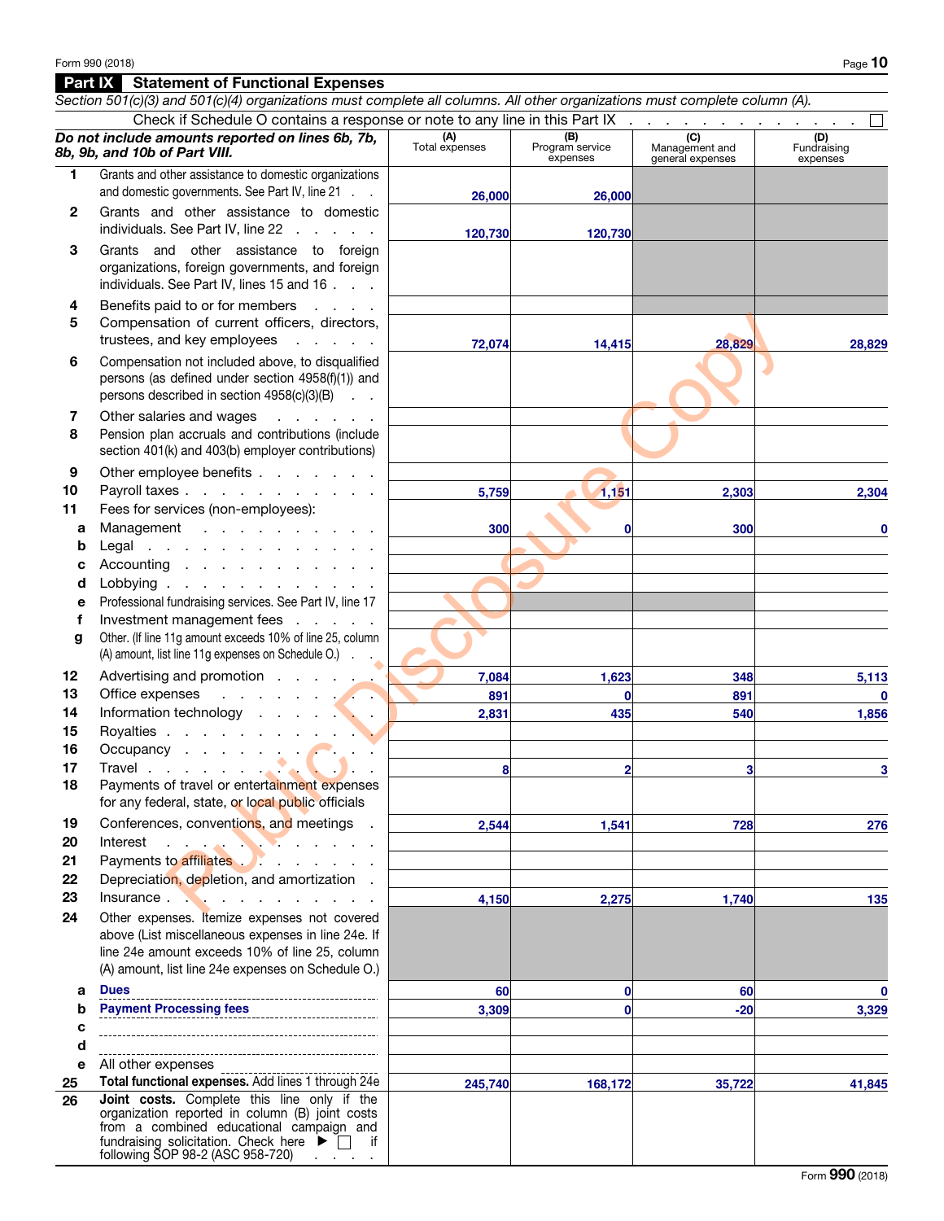Form 990 (2018)

## Part IX Statement of Functional Expenses

*Section 501(c)(3) and 501(c)(4) organizations must complete all columns. All other organizations must complete column (A).*

Check if Schedule O contains a response or note to any line in this Part IX . . . . . . . . . . . . . . ☐

| *Do not include amounts reported on lines 6b, 7b, 8b, 9b, and 10b of Part VIII.* | (A) Total expenses | (B) Program service expenses | (C) Management and general expenses | (D) Fundraising expenses |
|---|---|---|---|---|
| 1 Grants and other assistance to domestic organizations and domestic governments. See Part IV, line 21 | 26,000 | 26,000 | | |
| 2 Grants and other assistance to domestic individuals. See Part IV, line 22 | 120,730 | 120,730 | | |
| 3 Grants and other assistance to foreign organizations, foreign governments, and foreign individuals. See Part IV, lines 15 and 16 | | | | |
| 4 Benefits paid to or for members | | | | |
| 5 Compensation of current officers, directors, trustees, and key employees | 72,074 | 14,415 | 28,829 | 28,829 |
| 6 Compensation not included above, to disqualified persons (as defined under section 4958(f)(1)) and persons described in section 4958(c)(3)(B) | | | | |
| 7 Other salaries and wages | | | | |
| 8 Pension plan accruals and contributions (include section 401(k) and 403(b) employer contributions) | | | | |
| 9 Other employee benefits | | | | |
| 10 Payroll taxes | 5,759 | 1,151 | 2,303 | 2,304 |
| 11 Fees for services (non-employees): | | | | |
| a Management | 300 | 0 | 300 | 0 |
| b Legal | | | | |
| c Accounting | | | | |
| d Lobbying | | | | |
| e Professional fundraising services. See Part IV, line 17 | | | | |
| f Investment management fees | | | | |
| g Other. (If line 11g amount exceeds 10% of line 25, column (A) amount, list line 11g expenses on Schedule O.) | | | | |
| 12 Advertising and promotion | 7,084 | 1,623 | 348 | 5,113 |
| 13 Office expenses | 891 | 0 | 891 | 0 |
| 14 Information technology | 2,831 | 435 | 540 | 1,856 |
| 15 Royalties | | | | |
| 16 Occupancy | | | | |
| 17 Travel | 8 | 2 | 3 | 3 |
| 18 Payments of travel or entertainment expenses for any federal, state, or local public officials | | | | |
| 19 Conferences, conventions, and meetings | 2,544 | 1,541 | 728 | 276 |
| 20 Interest | | | | |
| 21 Payments to affiliates | | | | |
| 22 Depreciation, depletion, and amortization | | | | |
| 23 Insurance | 4,150 | 2,275 | 1,740 | 135 |
| 24 Other expenses. Itemize expenses not covered above (List miscellaneous expenses in line 24e. If line 24e amount exceeds 10% of line 25, column (A) amount, list line 24e expenses on Schedule O.) | | | | |
| a Dues | 60 | 0 | 60 | 0 |
| b Payment Processing fees | 3,309 | 0 | -20 | 3,329 |
| c | | | | |
| d | | | | |
| e All other expenses | | | | |
| 25 **Total functional expenses.** Add lines 1 through 24e | 245,740 | 168,172 | 35,722 | 41,845 |
| 26 **Joint costs.** Complete this line only if the organization reported in column (B) joint costs from a combined educational campaign and fundraising solicitation. Check here ▶ ☐ if following SOP 98-2 (ASC 958-720) | | | | |

Form 990 (2018)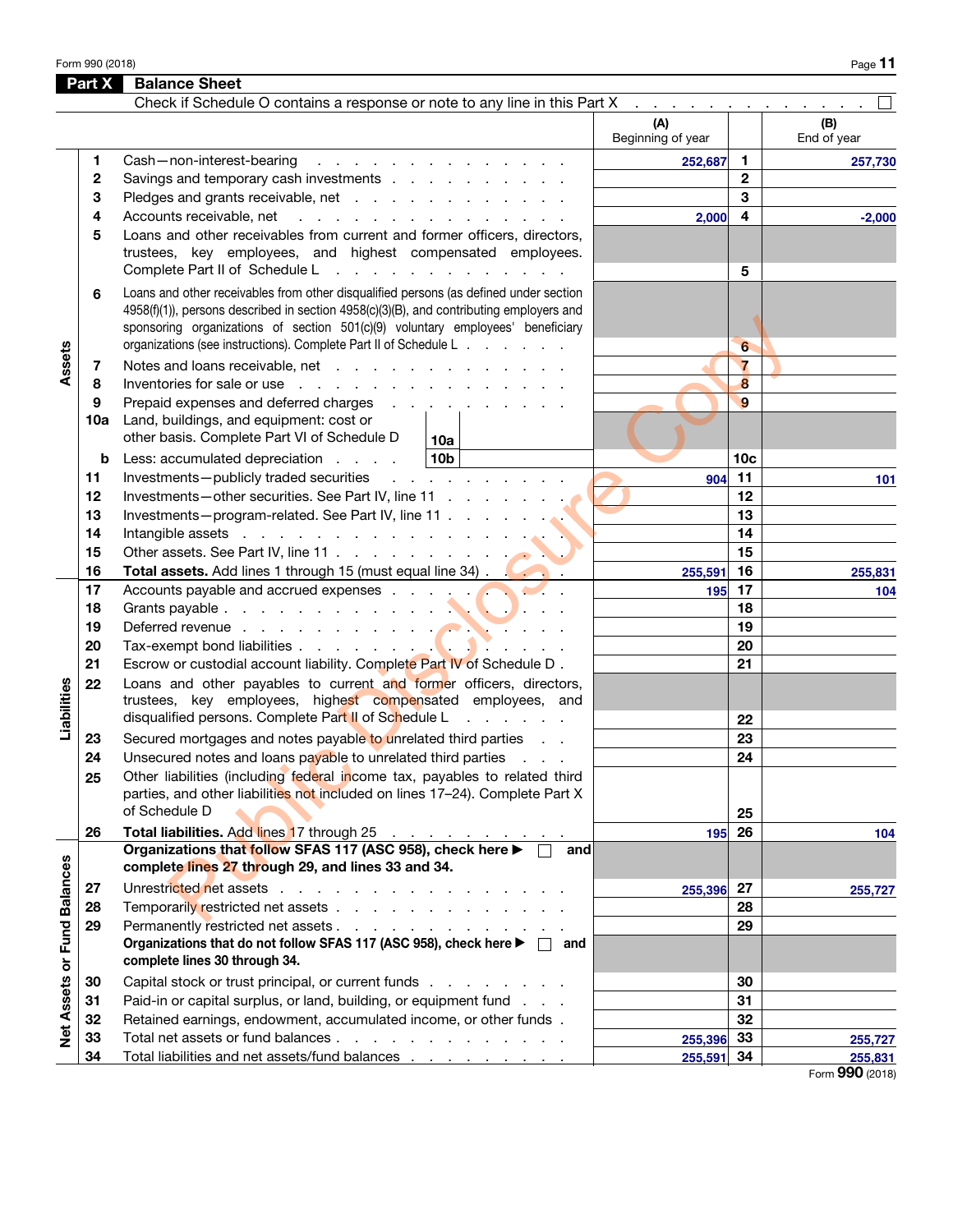## Part X Balance Sheet

Check if Schedule O contains a response or note to any line in this Part X . . . . . . . . . . . . . ☐

| Section | Line | Description | (A) Beginning of year | Line | (B) End of year |
|---|---|---|---|---|---|
| Assets | 1 | Cash—non-interest-bearing | 252,687 | 1 | 257,730 |
| | 2 | Savings and temporary cash investments | | 2 | |
| | 3 | Pledges and grants receivable, net | | 3 | |
| | 4 | Accounts receivable, net | 2,000 | 4 | -2,000 |
| | 5 | Loans and other receivables from current and former officers, directors, trustees, key employees, and highest compensated employees. Complete Part II of Schedule L | | 5 | |
| | 6 | Loans and other receivables from other disqualified persons (as defined under section 4958(f)(1)), persons described in section 4958(c)(3)(B), and contributing employers and sponsoring organizations of section 501(c)(9) voluntary employees' beneficiary organizations (see instructions). Complete Part II of Schedule L | | 6 | |
| | 7 | Notes and loans receivable, net | | 7 | |
| | 8 | Inventories for sale or use | | 8 | |
| | 9 | Prepaid expenses and deferred charges | | 9 | |
| | 10a | Land, buildings, and equipment: cost or other basis. Complete Part VI of Schedule D — 10a | | | |
| | b | Less: accumulated depreciation — 10b | | 10c | |
| | 11 | Investments—publicly traded securities | 904 | 11 | 101 |
| | 12 | Investments—other securities. See Part IV, line 11 | | 12 | |
| | 13 | Investments—program-related. See Part IV, line 11 | | 13 | |
| | 14 | Intangible assets | | 14 | |
| | 15 | Other assets. See Part IV, line 11 | | 15 | |
| | 16 | **Total assets.** Add lines 1 through 15 (must equal line 34) | 255,591 | 16 | 255,831 |
| Liabilities | 17 | Accounts payable and accrued expenses | 195 | 17 | 104 |
| | 18 | Grants payable | | 18 | |
| | 19 | Deferred revenue | | 19 | |
| | 20 | Tax-exempt bond liabilities | | 20 | |
| | 21 | Escrow or custodial account liability. Complete Part IV of Schedule D | | 21 | |
| | 22 | Loans and other payables to current and former officers, directors, trustees, key employees, highest compensated employees, and disqualified persons. Complete Part II of Schedule L | | 22 | |
| | 23 | Secured mortgages and notes payable to unrelated third parties | | 23 | |
| | 24 | Unsecured notes and loans payable to unrelated third parties | | 24 | |
| | 25 | Other liabilities (including federal income tax, payables to related third parties, and other liabilities not included on lines 17–24). Complete Part X of Schedule D | | 25 | |
| | 26 | **Total liabilities.** Add lines 17 through 25 | 195 | 26 | 104 |
| Net Assets or Fund Balances | | **Organizations that follow SFAS 117 (ASC 958), check here ▶ ☐ and complete lines 27 through 29, and lines 33 and 34.** | | | |
| | 27 | Unrestricted net assets | 255,396 | 27 | 255,727 |
| | 28 | Temporarily restricted net assets | | 28 | |
| | 29 | Permanently restricted net assets | | 29 | |
| | | **Organizations that do not follow SFAS 117 (ASC 958), check here ▶ ☐ and complete lines 30 through 34.** | | | |
| | 30 | Capital stock or trust principal, or current funds | | 30 | |
| | 31 | Paid-in or capital surplus, or land, building, or equipment fund | | 31 | |
| | 32 | Retained earnings, endowment, accumulated income, or other funds | | 32 | |
| | 33 | Total net assets or fund balances | 255,396 | 33 | 255,727 |
| | 34 | Total liabilities and net assets/fund balances | 255,591 | 34 | 255,831 |

Public Disclosure Copy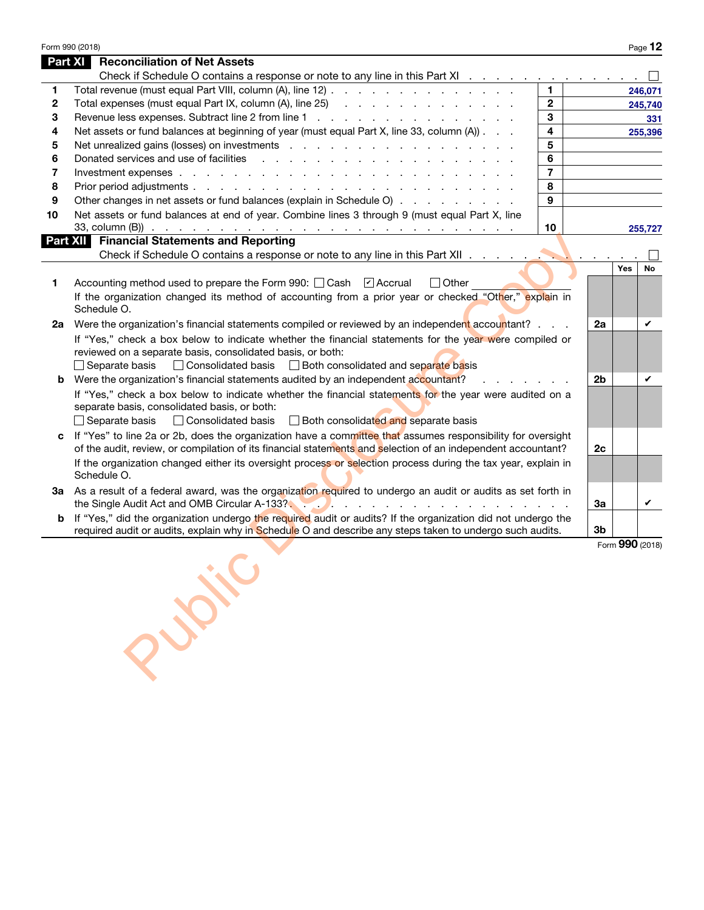## Part XI Reconciliation of Net Assets

Check if Schedule O contains a response or note to any line in this Part XI . . . . . . . . . . . . . ☐

| | | | |
|---|---|---|---|
| 1 | Total revenue (must equal Part VIII, column (A), line 12) | 1 | 246,071 |
| 2 | Total expenses (must equal Part IX, column (A), line 25) | 2 | 245,740 |
| 3 | Revenue less expenses. Subtract line 2 from line 1 | 3 | 331 |
| 4 | Net assets or fund balances at beginning of year (must equal Part X, line 33, column (A)) | 4 | 255,396 |
| 5 | Net unrealized gains (losses) on investments | 5 | |
| 6 | Donated services and use of facilities | 6 | |
| 7 | Investment expenses | 7 | |
| 8 | Prior period adjustments | 8 | |
| 9 | Other changes in net assets or fund balances (explain in Schedule O) | 9 | |
| 10 | Net assets or fund balances at end of year. Combine lines 3 through 9 (must equal Part X, line 33, column (B)) | 10 | 255,727 |

## Part XII Financial Statements and Reporting

Check if Schedule O contains a response or note to any line in this Part XII . . . . . . . . . . . . . ☐

| | | | Yes | No |
|---|---|---|---|---|
| 1 | Accounting method used to prepare the Form 990: ☐ Cash ☑ Accrual ☐ Other<br>If the organization changed its method of accounting from a prior year or checked "Other," explain in Schedule O. | | | |
| 2a | Were the organization's financial statements compiled or reviewed by an independent accountant? | 2a | | ✔ |
| | If "Yes," check a box below to indicate whether the financial statements for the year were compiled or reviewed on a separate basis, consolidated basis, or both:<br>☐ Separate basis ☐ Consolidated basis ☐ Both consolidated and separate basis | | | |
| b | Were the organization's financial statements audited by an independent accountant? | 2b | | ✔ |
| | If "Yes," check a box below to indicate whether the financial statements for the year were audited on a separate basis, consolidated basis, or both:<br>☐ Separate basis ☐ Consolidated basis ☐ Both consolidated and separate basis | | | |
| c | If "Yes" to line 2a or 2b, does the organization have a committee that assumes responsibility for oversight of the audit, review, or compilation of its financial statements and selection of an independent accountant? | 2c | | |
| | If the organization changed either its oversight process or selection process during the tax year, explain in Schedule O. | | | |
| 3a | As a result of a federal award, was the organization required to undergo an audit or audits as set forth in the Single Audit Act and OMB Circular A-133? | 3a | | ✔ |
| b | If "Yes," did the organization undergo the required audit or audits? If the organization did not undergo the required audit or audits, explain why in Schedule O and describe any steps taken to undergo such audits. | 3b | | |

Form 990 (2018)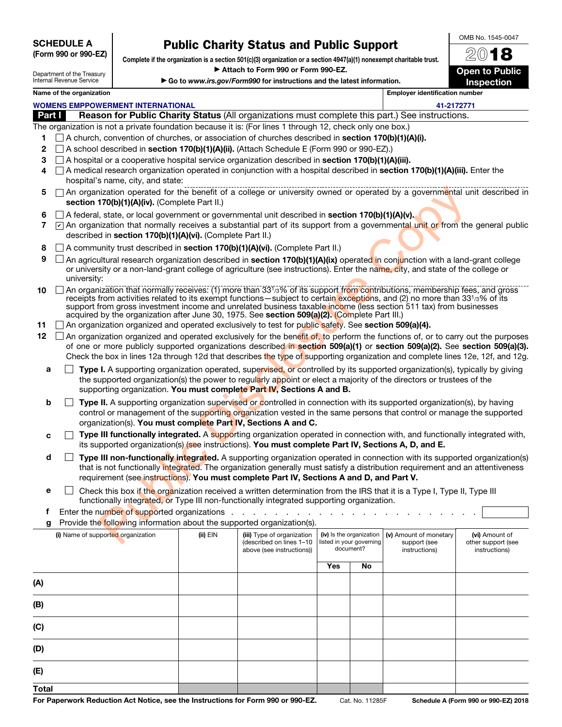**SCHEDULE A**
**(Form 990 or 990-EZ)**

Department of the Treasury
Internal Revenue Service

# Public Charity Status and Public Support

**Complete if the organization is a section 501(c)(3) organization or a section 4947(a)(1) nonexempt charitable trust.**
**▶ Attach to Form 990 or Form 990-EZ.**
**▶ Go to *www.irs.gov/Form990* for instructions and the latest information.**

OMB No. 1545-0047

**2018**

**Open to Public Inspection**

| Name of the organization | Employer identification number |
|---|---|
| WOMENS EMPPOWERMENT INTERNATIONAL | 41-2172771 |

## Part I Reason for Public Charity Status (All organizations must complete this part.) See instructions.

The organization is not a private foundation because it is: (For lines 1 through 12, check only one box.)

1. ☐ A church, convention of churches, or association of churches described in **section 170(b)(1)(A)(i).**
2. ☐ A school described in **section 170(b)(1)(A)(ii).** (Attach Schedule E (Form 990 or 990-EZ).)
3. ☐ A hospital or a cooperative hospital service organization described in **section 170(b)(1)(A)(iii).**
4. ☐ A medical research organization operated in conjunction with a hospital described in **section 170(b)(1)(A)(iii).** Enter the hospital's name, city, and state:
5. ☐ An organization operated for the benefit of a college or university owned or operated by a governmental unit described in **section 170(b)(1)(A)(iv).** (Complete Part II.)
6. ☐ A federal, state, or local government or governmental unit described in **section 170(b)(1)(A)(v).**
7. ☑ An organization that normally receives a substantial part of its support from a governmental unit or from the general public described in **section 170(b)(1)(A)(vi).** (Complete Part II.)
8. ☐ A community trust described in **section 170(b)(1)(A)(vi).** (Complete Part II.)
9. ☐ An agricultural research organization described in **section 170(b)(1)(A)(ix)** operated in conjunction with a land-grant college or university or a non-land-grant college of agriculture (see instructions). Enter the name, city, and state of the college or university:
10. ☐ An organization that normally receives: (1) more than 33⅓% of its support from contributions, membership fees, and gross receipts from activities related to its exempt functions—subject to certain exceptions, and (2) no more than 33⅓% of its support from gross investment income and unrelated business taxable income (less section 511 tax) from businesses acquired by the organization after June 30, 1975. See **section 509(a)(2).** (Complete Part III.)
11. ☐ An organization organized and operated exclusively to test for public safety. See **section 509(a)(4).**
12. ☐ An organization organized and operated exclusively for the benefit of, to perform the functions of, or to carry out the purposes of one or more publicly supported organizations described in **section 509(a)(1)** or **section 509(a)(2).** See **section 509(a)(3).** Check the box in lines 12a through 12d that describes the type of supporting organization and complete lines 12e, 12f, and 12g.

   **a** ☐ **Type I.** A supporting organization operated, supervised, or controlled by its supported organization(s), typically by giving the supported organization(s) the power to regularly appoint or elect a majority of the directors or trustees of the supporting organization. **You must complete Part IV, Sections A and B.**

   **b** ☐ **Type II.** A supporting organization supervised or controlled in connection with its supported organization(s), by having control or management of the supporting organization vested in the same persons that control or manage the supported organization(s). **You must complete Part IV, Sections A and C.**

   **c** ☐ **Type III functionally integrated.** A supporting organization operated in connection with, and functionally integrated with, its supported organization(s) (see instructions). **You must complete Part IV, Sections A, D, and E.**

   **d** ☐ **Type III non-functionally integrated.** A supporting organization operated in connection with its supported organization(s) that is not functionally integrated. The organization generally must satisfy a distribution requirement and an attentiveness requirement (see instructions). **You must complete Part IV, Sections A and D, and Part V.**

   **e** ☐ Check this box if the organization received a written determination from the IRS that it is a Type I, Type II, Type III functionally integrated, or Type III non-functionally integrated supporting organization.

   **f** Enter the number of supported organizations . . . . . . . . . . . . . . . . . . . . . . . . . .

   **g** Provide the following information about the supported organization(s).

| | (i) Name of supported organization | (ii) EIN | (iii) Type of organization (described on lines 1–10 above (see instructions)) | (iv) Is the organization listed in your governing document? Yes | No | (v) Amount of monetary support (see instructions) | (vi) Amount of other support (see instructions) |
|---|---|---|---|---|---|---|---|
| (A) | | | | | | | |
| (B) | | | | | | | |
| (C) | | | | | | | |
| (D) | | | | | | | |
| (E) | | | | | | | |
| Total | | | | | | | |

**For Paperwork Reduction Act Notice, see the Instructions for Form 990 or 990-EZ.** Cat. No. 11285F **Schedule A (Form 990 or 990-EZ) 2018**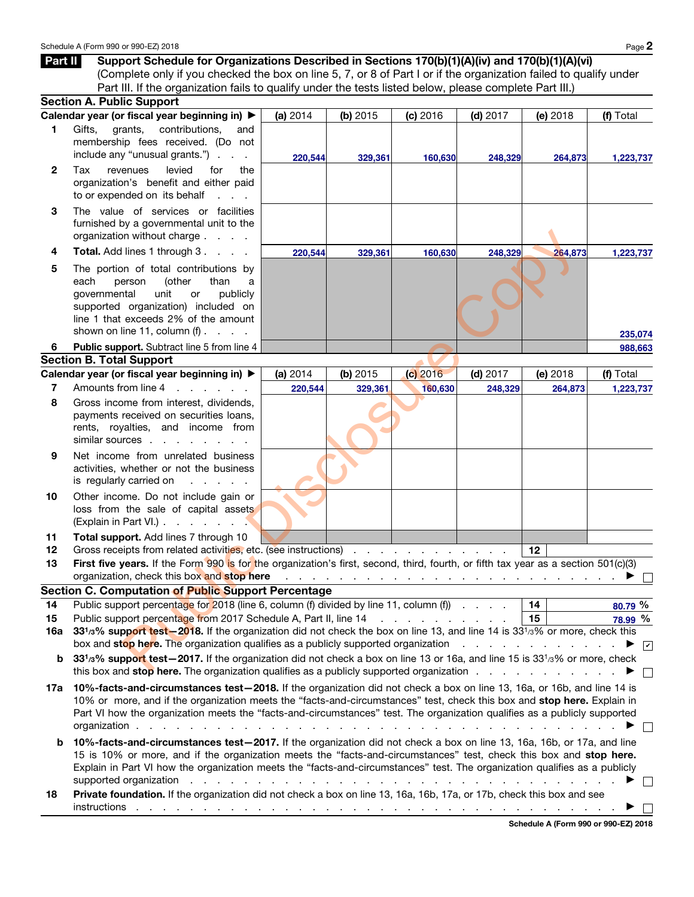## Part II Support Schedule for Organizations Described in Sections 170(b)(1)(A)(iv) and 170(b)(1)(A)(vi)

(Complete only if you checked the box on line 5, 7, or 8 of Part I or if the organization failed to qualify under Part III. If the organization fails to qualify under the tests listed below, please complete Part III.)

### Section A. Public Support

| | Calendar year (or fiscal year beginning in) ▶ | (a) 2014 | (b) 2015 | (c) 2016 | (d) 2017 | (e) 2018 | (f) Total |
|---|---|---|---|---|---|---|---|
| 1 | Gifts, grants, contributions, and membership fees received. (Do not include any "unusual grants.") | 220,544 | 329,361 | 160,630 | 248,329 | 264,873 | 1,223,737 |
| 2 | Tax revenues levied for the organization's benefit and either paid to or expended on its behalf | | | | | | |
| 3 | The value of services or facilities furnished by a governmental unit to the organization without charge | | | | | | |
| 4 | **Total.** Add lines 1 through 3 | 220,544 | 329,361 | 160,630 | 248,329 | 264,873 | 1,223,737 |
| 5 | The portion of total contributions by each person (other than a governmental unit or publicly supported organization) included on line 1 that exceeds 2% of the amount shown on line 11, column (f) | | | | | | 235,074 |
| 6 | **Public support.** Subtract line 5 from line 4 | | | | | | 988,663 |

### Section B. Total Support

| | Calendar year (or fiscal year beginning in) ▶ | (a) 2014 | (b) 2015 | (c) 2016 | (d) 2017 | (e) 2018 | (f) Total |
|---|---|---|---|---|---|---|---|
| 7 | Amounts from line 4 | 220,544 | 329,361 | 160,630 | 248,329 | 264,873 | 1,223,737 |
| 8 | Gross income from interest, dividends, payments received on securities loans, rents, royalties, and income from similar sources | | | | | | |
| 9 | Net income from unrelated business activities, whether or not the business is regularly carried on | | | | | | |
| 10 | Other income. Do not include gain or loss from the sale of capital assets (Explain in Part VI.) | | | | | | |
| 11 | **Total support.** Add lines 7 through 10 | | | | | | |

12 Gross receipts from related activities, etc. (see instructions) . . . 12

13 **First five years.** If the Form 990 is for the organization's first, second, third, fourth, or fifth tax year as a section 501(c)(3) organization, check this box and **stop here** ▶ ☐

### Section C. Computation of Public Support Percentage

14 Public support percentage for 2018 (line 6, column (f) divided by line 11, column (f)) . . . 14 — 80.79 %

15 Public support percentage from 2017 Schedule A, Part II, line 14 . . . 15 — 78.99 %

16a **33⅓% support test—2018.** If the organization did not check the box on line 13, and line 14 is 33⅓% or more, check this box and **stop here.** The organization qualifies as a publicly supported organization ▶ ☑

b **33⅓% support test—2017.** If the organization did not check a box on line 13 or 16a, and line 15 is 33⅓% or more, check this box and **stop here.** The organization qualifies as a publicly supported organization ▶ ☐

17a **10%-facts-and-circumstances test—2018.** If the organization did not check a box on line 13, 16a, or 16b, and line 14 is 10% or more, and if the organization meets the "facts-and-circumstances" test, check this box and **stop here.** Explain in Part VI how the organization meets the "facts-and-circumstances" test. The organization qualifies as a publicly supported organization ▶ ☐

b **10%-facts-and-circumstances test—2017.** If the organization did not check a box on line 13, 16a, 16b, or 17a, and line 15 is 10% or more, and if the organization meets the "facts-and-circumstances" test, check this box and **stop here.** Explain in Part VI how the organization meets the "facts-and-circumstances" test. The organization qualifies as a publicly supported organization ▶ ☐

18 **Private foundation.** If the organization did not check a box on line 13, 16a, 16b, 17a, or 17b, check this box and see instructions ▶ ☐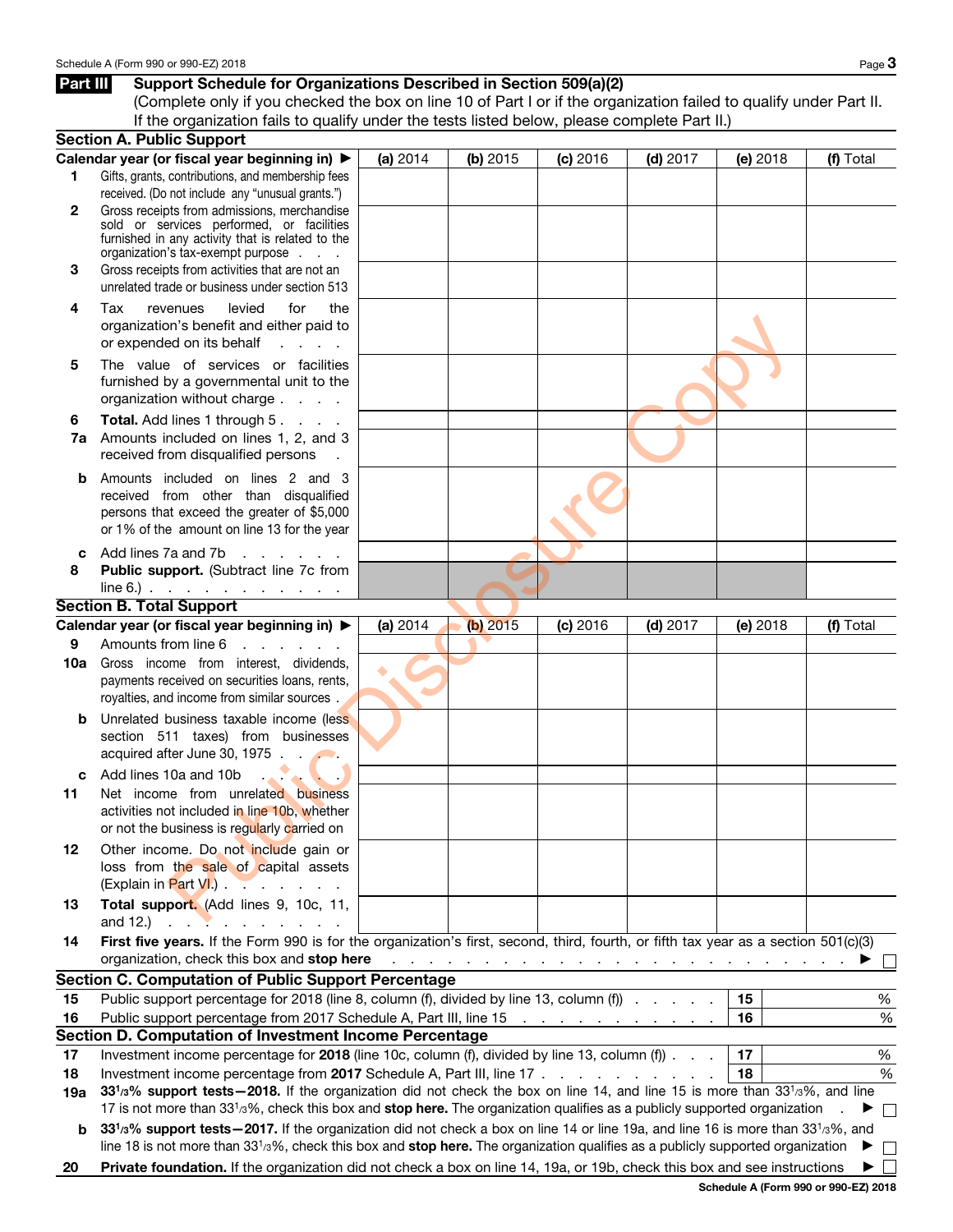Schedule A (Form 990 or 990-EZ) 2018

## Part III Support Schedule for Organizations Described in Section 509(a)(2)

(Complete only if you checked the box on line 10 of Part I or if the organization failed to qualify under Part II. If the organization fails to qualify under the tests listed below, please complete Part II.)

### Section A. Public Support

| Calendar year (or fiscal year beginning in) ▶ | (a) 2014 | (b) 2015 | (c) 2016 | (d) 2017 | (e) 2018 | (f) Total |
|---|---|---|---|---|---|---|
| **1** Gifts, grants, contributions, and membership fees received. (Do not include any "unusual grants.") | | | | | | |
| **2** Gross receipts from admissions, merchandise sold or services performed, or facilities furnished in any activity that is related to the organization's tax-exempt purpose | | | | | | |
| **3** Gross receipts from activities that are not an unrelated trade or business under section 513 | | | | | | |
| **4** Tax revenues levied for the organization's benefit and either paid to or expended on its behalf | | | | | | |
| **5** The value of services or facilities furnished by a governmental unit to the organization without charge | | | | | | |
| **6** **Total.** Add lines 1 through 5 | | | | | | |
| **7a** Amounts included on lines 1, 2, and 3 received from disqualified persons | | | | | | |
| **b** Amounts included on lines 2 and 3 received from other than disqualified persons that exceed the greater of $5,000 or 1% of the amount on line 13 for the year | | | | | | |
| **c** Add lines 7a and 7b | | | | | | |
| **8** **Public support.** (Subtract line 7c from line 6.) | | | | | | |

### Section B. Total Support

| Calendar year (or fiscal year beginning in) ▶ | (a) 2014 | (b) 2015 | (c) 2016 | (d) 2017 | (e) 2018 | (f) Total |
|---|---|---|---|---|---|---|
| **9** Amounts from line 6 | | | | | | |
| **10a** Gross income from interest, dividends, payments received on securities loans, rents, royalties, and income from similar sources | | | | | | |
| **b** Unrelated business taxable income (less section 511 taxes) from businesses acquired after June 30, 1975 | | | | | | |
| **c** Add lines 10a and 10b | | | | | | |
| **11** Net income from unrelated business activities not included in line 10b, whether or not the business is regularly carried on | | | | | | |
| **12** Other income. Do not include gain or loss from the sale of capital assets (Explain in Part VI.) | | | | | | |
| **13** **Total support.** (Add lines 9, 10c, 11, and 12.) | | | | | | |

**14** **First five years.** If the Form 990 is for the organization's first, second, third, fourth, or fifth tax year as a section 501(c)(3) organization, check this box and **stop here** ▶ ☐

### Section C. Computation of Public Support Percentage

| | | | |
|---|---|---|---|
| **15** | Public support percentage for 2018 (line 8, column (f), divided by line 13, column (f)) | 15 | % |
| **16** | Public support percentage from 2017 Schedule A, Part III, line 15 | 16 | % |

### Section D. Computation of Investment Income Percentage

| | | | |
|---|---|---|---|
| **17** | Investment income percentage for **2018** (line 10c, column (f), divided by line 13, column (f)) | 17 | % |
| **18** | Investment income percentage from **2017** Schedule A, Part III, line 17 | 18 | % |

**19a** **33 1/3% support tests—2018.** If the organization did not check the box on line 14, and line 15 is more than 33 1/3%, and line 17 is not more than 33 1/3%, check this box and **stop here.** The organization qualifies as a publicly supported organization ▶ ☐

**b** **33 1/3% support tests—2017.** If the organization did not check a box on line 14 or line 19a, and line 16 is more than 33 1/3%, and line 18 is not more than 33 1/3%, check this box and **stop here.** The organization qualifies as a publicly supported organization ▶ ☐

**20** **Private foundation.** If the organization did not check a box on line 14, 19a, or 19b, check this box and see instructions ▶ ☐

Schedule A (Form 990 or 990-EZ) 2018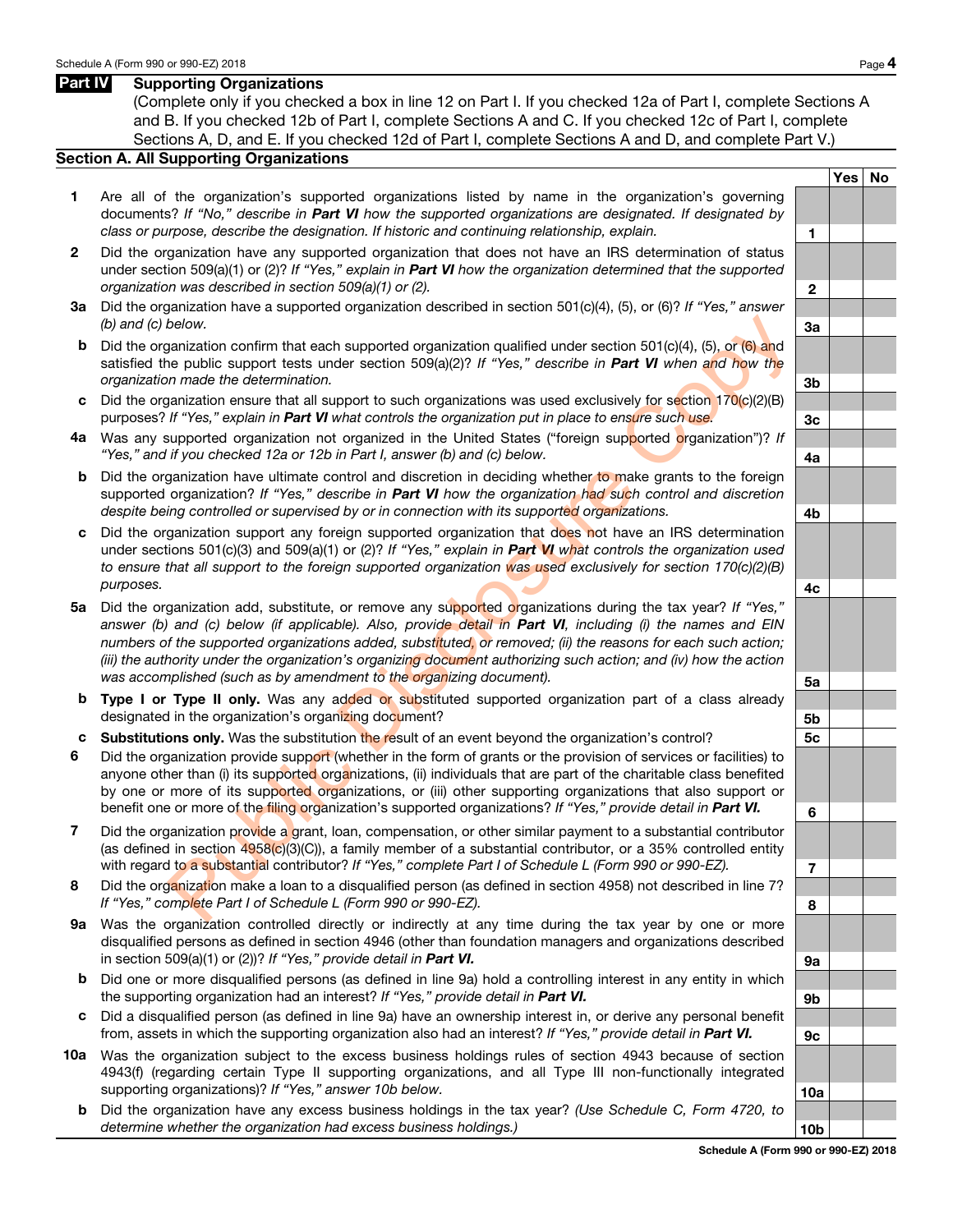## Part IV Supporting Organizations

(Complete only if you checked a box in line 12 on Part I. If you checked 12a of Part I, complete Sections A and B. If you checked 12b of Part I, complete Sections A and C. If you checked 12c of Part I, complete Sections A, D, and E. If you checked 12d of Part I, complete Sections A and D, and complete Part V.)

### Section A. All Supporting Organizations

| | Question | Line | Yes | No |
|---|---|---|---|---|
| **1** | Are all of the organization's supported organizations listed by name in the organization's governing documents? *If "No," describe in* ***Part VI*** *how the supported organizations are designated. If designated by class or purpose, describe the designation. If historic and continuing relationship, explain.* | 1 | | |
| **2** | Did the organization have any supported organization that does not have an IRS determination of status under section 509(a)(1) or (2)? *If "Yes," explain in* ***Part VI*** *how the organization determined that the supported organization was described in section 509(a)(1) or (2).* | 2 | | |
| **3a** | Did the organization have a supported organization described in section 501(c)(4), (5), or (6)? *If "Yes," answer (b) and (c) below.* | 3a | | |
| **b** | Did the organization confirm that each supported organization qualified under section 501(c)(4), (5), or (6) and satisfied the public support tests under section 509(a)(2)? *If "Yes," describe in* ***Part VI*** *when and how the organization made the determination.* | 3b | | |
| **c** | Did the organization ensure that all support to such organizations was used exclusively for section 170(c)(2)(B) purposes? *If "Yes," explain in* ***Part VI*** *what controls the organization put in place to ensure such use.* | 3c | | |
| **4a** | Was any supported organization not organized in the United States ("foreign supported organization")? *If "Yes," and if you checked 12a or 12b in Part I, answer (b) and (c) below.* | 4a | | |
| **b** | Did the organization have ultimate control and discretion in deciding whether to make grants to the foreign supported organization? *If "Yes," describe in* ***Part VI*** *how the organization had such control and discretion despite being controlled or supervised by or in connection with its supported organizations.* | 4b | | |
| **c** | Did the organization support any foreign supported organization that does not have an IRS determination under sections 501(c)(3) and 509(a)(1) or (2)? *If "Yes," explain in* ***Part VI*** *what controls the organization used to ensure that all support to the foreign supported organization was used exclusively for section 170(c)(2)(B) purposes.* | 4c | | |
| **5a** | Did the organization add, substitute, or remove any supported organizations during the tax year? *If "Yes," answer (b) and (c) below (if applicable). Also, provide detail in* ***Part VI****, including (i) the names and EIN numbers of the supported organizations added, substituted, or removed; (ii) the reasons for each such action; (iii) the authority under the organization's organizing document authorizing such action; and (iv) how the action was accomplished (such as by amendment to the organizing document).* | 5a | | |
| **b** | **Type I or Type II only.** Was any added or substituted supported organization part of a class already designated in the organization's organizing document? | 5b | | |
| **c** | **Substitutions only.** Was the substitution the result of an event beyond the organization's control? | 5c | | |
| **6** | Did the organization provide support (whether in the form of grants or the provision of services or facilities) to anyone other than (i) its supported organizations, (ii) individuals that are part of the charitable class benefited by one or more of its supported organizations, or (iii) other supporting organizations that also support or benefit one or more of the filing organization's supported organizations? *If "Yes," provide detail in* ***Part VI.*** | 6 | | |
| **7** | Did the organization provide a grant, loan, compensation, or other similar payment to a substantial contributor (as defined in section 4958(c)(3)(C)), a family member of a substantial contributor, or a 35% controlled entity with regard to a substantial contributor? *If "Yes," complete Part I of Schedule L (Form 990 or 990-EZ).* | 7 | | |
| **8** | Did the organization make a loan to a disqualified person (as defined in section 4958) not described in line 7? *If "Yes," complete Part I of Schedule L (Form 990 or 990-EZ).* | 8 | | |
| **9a** | Was the organization controlled directly or indirectly at any time during the tax year by one or more disqualified persons as defined in section 4946 (other than foundation managers and organizations described in section 509(a)(1) or (2))? *If "Yes," provide detail in* ***Part VI.*** | 9a | | |
| **b** | Did one or more disqualified persons (as defined in line 9a) hold a controlling interest in any entity in which the supporting organization had an interest? *If "Yes," provide detail in* ***Part VI.*** | 9b | | |
| **c** | Did a disqualified person (as defined in line 9a) have an ownership interest in, or derive any personal benefit from, assets in which the supporting organization also had an interest? *If "Yes," provide detail in* ***Part VI.*** | 9c | | |
| **10a** | Was the organization subject to the excess business holdings rules of section 4943 because of section 4943(f) (regarding certain Type II supporting organizations, and all Type III non-functionally integrated supporting organizations)? *If "Yes," answer 10b below.* | 10a | | |
| **b** | Did the organization have any excess business holdings in the tax year? *(Use Schedule C, Form 4720, to determine whether the organization had excess business holdings.)* | 10b | | |

**Schedule A (Form 990 or 990-EZ) 2018**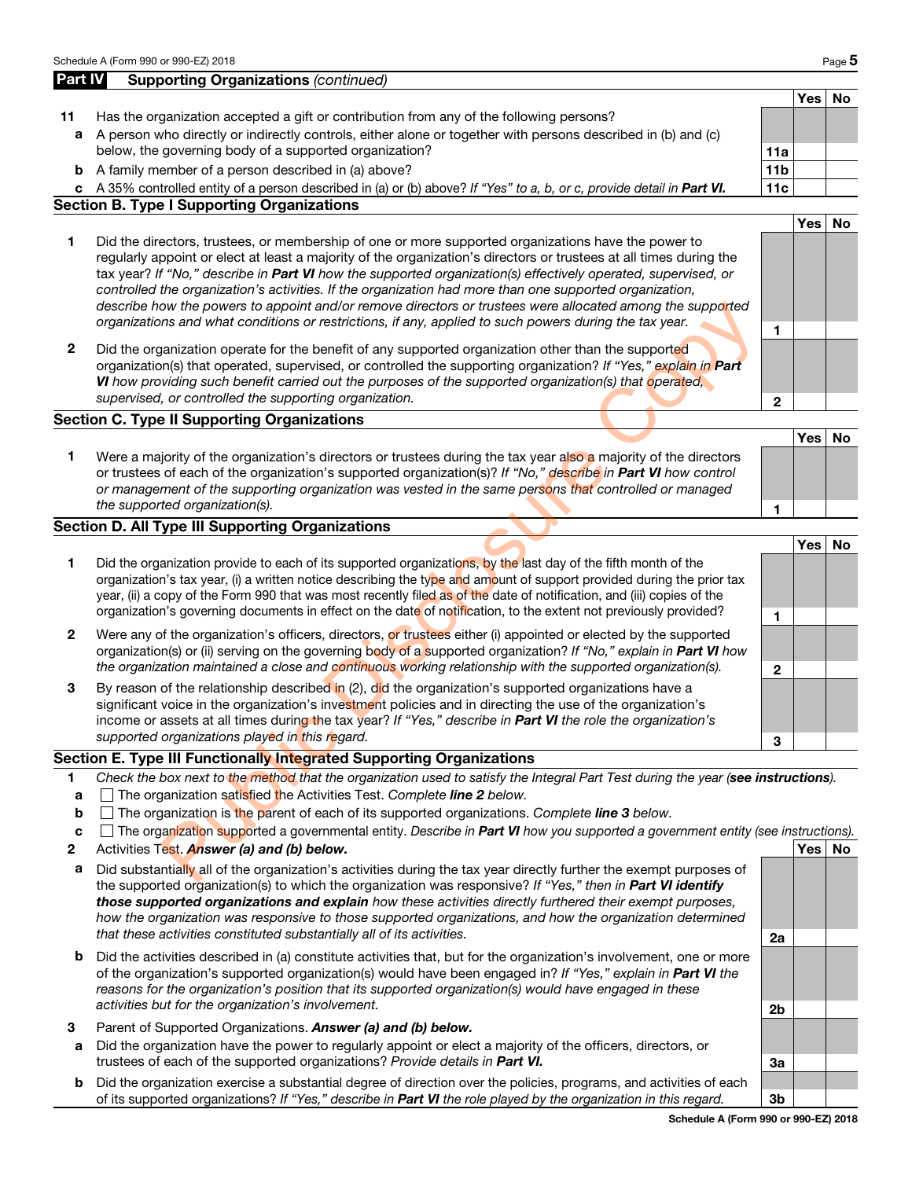## Part IV Supporting Organizations *(continued)*

| | | | Yes | No |
|---|---|---|---|---|
| **11** | Has the organization accepted a gift or contribution from any of the following persons? | | | |
| **a** | A person who directly or indirectly controls, either alone or together with persons described in (b) and (c) below, the governing body of a supported organization? | **11a** | | |
| **b** | A family member of a person described in (a) above? | **11b** | | |
| **c** | A 35% controlled entity of a person described in (a) or (b) above? *If "Yes" to a, b, or c, provide detail in* ***Part VI.*** | **11c** | | |

### Section B. Type I Supporting Organizations

| | | | Yes | No |
|---|---|---|---|---|
| **1** | Did the directors, trustees, or membership of one or more supported organizations have the power to regularly appoint or elect at least a majority of the organization's directors or trustees at all times during the tax year? *If "No," describe in* ***Part VI*** *how the supported organization(s) effectively operated, supervised, or controlled the organization's activities. If the organization had more than one supported organization, describe how the powers to appoint and/or remove directors or trustees were allocated among the supported organizations and what conditions or restrictions, if any, applied to such powers during the tax year.* | **1** | | |
| **2** | Did the organization operate for the benefit of any supported organization other than the supported organization(s) that operated, supervised, or controlled the supporting organization? *If "Yes," explain in* ***Part VI*** *how providing such benefit carried out the purposes of the supported organization(s) that operated, supervised, or controlled the supporting organization.* | **2** | | |

### Section C. Type II Supporting Organizations

| | | | Yes | No |
|---|---|---|---|---|
| **1** | Were a majority of the organization's directors or trustees during the tax year also a majority of the directors or trustees of each of the organization's supported organization(s)? *If "No," describe in* ***Part VI*** *how control or management of the supporting organization was vested in the same persons that controlled or managed the supported organization(s).* | **1** | | |

### Section D. All Type III Supporting Organizations

| | | | Yes | No |
|---|---|---|---|---|
| **1** | Did the organization provide to each of its supported organizations, by the last day of the fifth month of the organization's tax year, (i) a written notice describing the type and amount of support provided during the prior tax year, (ii) a copy of the Form 990 that was most recently filed as of the date of notification, and (iii) copies of the organization's governing documents in effect on the date of notification, to the extent not previously provided? | **1** | | |
| **2** | Were any of the organization's officers, directors, or trustees either (i) appointed or elected by the supported organization(s) or (ii) serving on the governing body of a supported organization? *If "No," explain in* ***Part VI*** *how the organization maintained a close and continuous working relationship with the supported organization(s).* | **2** | | |
| **3** | By reason of the relationship described in (2), did the organization's supported organizations have a significant voice in the organization's investment policies and in directing the use of the organization's income or assets at all times during the tax year? *If "Yes," describe in* ***Part VI*** *the role the organization's supported organizations played in this regard.* | **3** | | |

### Section E. Type III Functionally Integrated Supporting Organizations

**1** *Check the box next to the method that the organization used to satisfy the Integral Part Test during the year (****see instructions****).*

- **a** ☐ The organization satisfied the Activities Test. *Complete* ***line 2*** *below.*
- **b** ☐ The organization is the parent of each of its supported organizations. *Complete* ***line 3*** *below.*
- **c** ☐ The organization supported a governmental entity. *Describe in* ***Part VI*** *how you supported a government entity (see instructions).*

| | | | Yes | No |
|---|---|---|---|---|
| **2** | Activities Test. ***Answer (a) and (b) below.*** | | | |
| **a** | Did substantially all of the organization's activities during the tax year directly further the exempt purposes of the supported organization(s) to which the organization was responsive? *If "Yes," then in* ***Part VI identify those supported organizations and explain*** *how these activities directly furthered their exempt purposes, how the organization was responsive to those supported organizations, and how the organization determined that these activities constituted substantially all of its activities.* | **2a** | | |
| **b** | Did the activities described in (a) constitute activities that, but for the organization's involvement, one or more of the organization's supported organization(s) would have been engaged in? *If "Yes," explain in* ***Part VI*** *the reasons for the organization's position that its supported organization(s) would have engaged in these activities but for the organization's involvement.* | **2b** | | |
| **3** | Parent of Supported Organizations. ***Answer (a) and (b) below.*** | | | |
| **a** | Did the organization have the power to regularly appoint or elect a majority of the officers, directors, or trustees of each of the supported organizations? *Provide details in* ***Part VI.*** | **3a** | | |
| **b** | Did the organization exercise a substantial degree of direction over the policies, programs, and activities of each of its supported organizations? *If "Yes," describe in* ***Part VI*** *the role played by the organization in this regard.* | **3b** | | |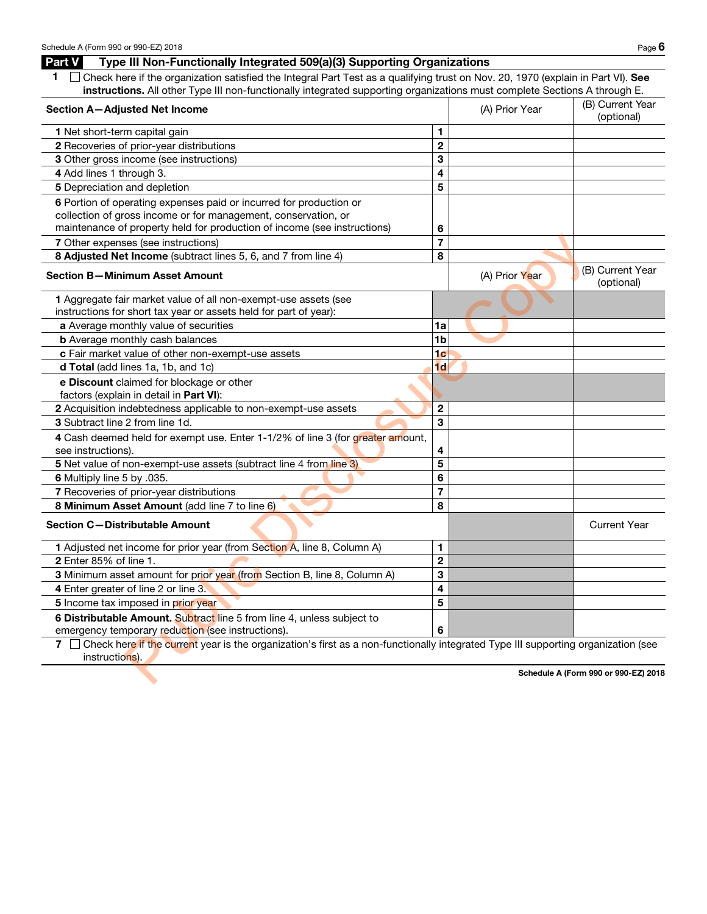## Part V Type III Non-Functionally Integrated 509(a)(3) Supporting Organizations

1 ☐ Check here if the organization satisfied the Integral Part Test as a qualifying trust on Nov. 20, 1970 (explain in Part VI). **See instructions.** All other Type III non-functionally integrated supporting organizations must complete Sections A through E.

| **Section A—Adjusted Net Income** | | (A) Prior Year | (B) Current Year (optional) |
|---|---|---|---|
| **1** Net short-term capital gain | 1 | | |
| **2** Recoveries of prior-year distributions | 2 | | |
| **3** Other gross income (see instructions) | 3 | | |
| **4** Add lines 1 through 3. | 4 | | |
| **5** Depreciation and depletion | 5 | | |
| **6** Portion of operating expenses paid or incurred for production or collection of gross income or for management, conservation, or maintenance of property held for production of income (see instructions) | 6 | | |
| **7** Other expenses (see instructions) | 7 | | |
| **8 Adjusted Net Income** (subtract lines 5, 6, and 7 from line 4) | 8 | | |

| **Section B—Minimum Asset Amount** | | (A) Prior Year | (B) Current Year (optional) |
|---|---|---|---|
| **1** Aggregate fair market value of all non-exempt-use assets (see instructions for short tax year or assets held for part of year): | | | |
| **a** Average monthly value of securities | 1a | | |
| **b** Average monthly cash balances | 1b | | |
| **c** Fair market value of other non-exempt-use assets | 1c | | |
| **d Total** (add lines 1a, 1b, and 1c) | 1d | | |
| **e Discount** claimed for blockage or other factors (explain in detail in **Part VI**): | | | |
| **2** Acquisition indebtedness applicable to non-exempt-use assets | 2 | | |
| **3** Subtract line 2 from line 1d. | 3 | | |
| **4** Cash deemed held for exempt use. Enter 1-1/2% of line 3 (for greater amount, see instructions). | 4 | | |
| **5** Net value of non-exempt-use assets (subtract line 4 from line 3) | 5 | | |
| **6** Multiply line 5 by .035. | 6 | | |
| **7** Recoveries of prior-year distributions | 7 | | |
| **8 Minimum Asset Amount** (add line 7 to line 6) | 8 | | |

| **Section C—Distributable Amount** | | | Current Year |
|---|---|---|---|
| **1** Adjusted net income for prior year (from Section A, line 8, Column A) | 1 | | |
| **2** Enter 85% of line 1. | 2 | | |
| **3** Minimum asset amount for prior year (from Section B, line 8, Column A) | 3 | | |
| **4** Enter greater of line 2 or line 3. | 4 | | |
| **5** Income tax imposed in prior year | 5 | | |
| **6 Distributable Amount.** Subtract line 5 from line 4, unless subject to emergency temporary reduction (see instructions). | 6 | | |

7 ☐ Check here if the current year is the organization's first as a non-functionally integrated Type III supporting organization (see instructions).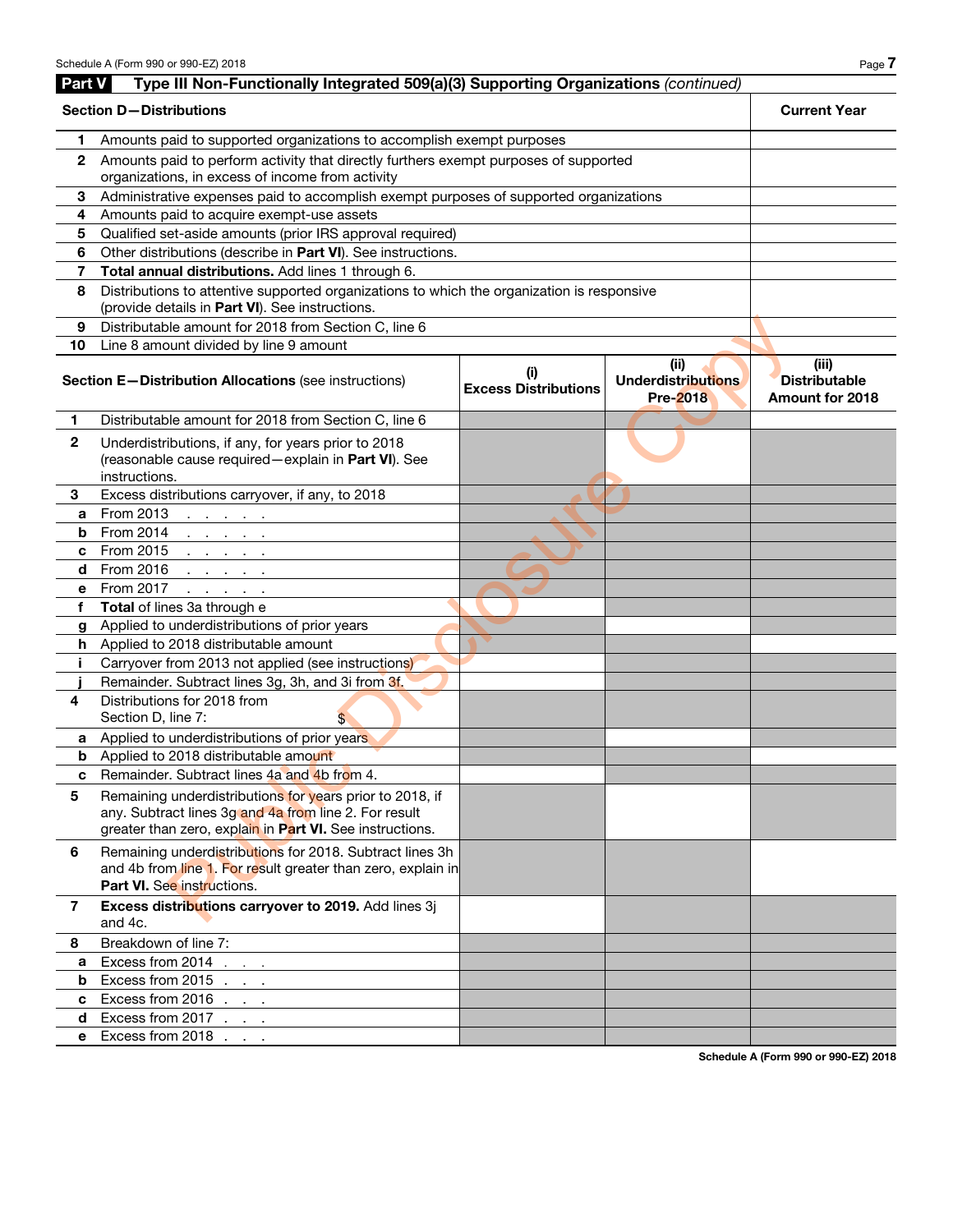## Part V Type III Non-Functionally Integrated 509(a)(3) Supporting Organizations *(continued)*

| **Section D—Distributions** | | **Current Year** |
|---|---|---|
| 1 | Amounts paid to supported organizations to accomplish exempt purposes | |
| 2 | Amounts paid to perform activity that directly furthers exempt purposes of supported organizations, in excess of income from activity | |
| 3 | Administrative expenses paid to accomplish exempt purposes of supported organizations | |
| 4 | Amounts paid to acquire exempt-use assets | |
| 5 | Qualified set-aside amounts (prior IRS approval required) | |
| 6 | Other distributions (describe in **Part VI**). See instructions. | |
| 7 | **Total annual distributions.** Add lines 1 through 6. | |
| 8 | Distributions to attentive supported organizations to which the organization is responsive (provide details in **Part VI**). See instructions. | |
| 9 | Distributable amount for 2018 from Section C, line 6 | |
| 10 | Line 8 amount divided by line 9 amount | |

| **Section E—Distribution Allocations** (see instructions) | | **(i) Excess Distributions** | **(ii) Underdistributions Pre-2018** | **(iii) Distributable Amount for 2018** |
|---|---|---|---|---|
| 1 | Distributable amount for 2018 from Section C, line 6 | | | |
| 2 | Underdistributions, if any, for years prior to 2018 (reasonable cause required—explain in **Part VI**). See instructions. | | | |
| 3 | Excess distributions carryover, if any, to 2018 | | | |
| a | From 2013 | | | |
| b | From 2014 | | | |
| c | From 2015 | | | |
| d | From 2016 | | | |
| e | From 2017 | | | |
| f | **Total** of lines 3a through e | | | |
| g | Applied to underdistributions of prior years | | | |
| h | Applied to 2018 distributable amount | | | |
| i | Carryover from 2013 not applied (see instructions) | | | |
| j | Remainder. Subtract lines 3g, 3h, and 3i from 3f. | | | |
| 4 | Distributions for 2018 from Section D, line 7: $ | | | |
| a | Applied to underdistributions of prior years | | | |
| b | Applied to 2018 distributable amount | | | |
| c | Remainder. Subtract lines 4a and 4b from 4. | | | |
| 5 | Remaining underdistributions for years prior to 2018, if any. Subtract lines 3g and 4a from line 2. For result greater than zero, explain in **Part VI.** See instructions. | | | |
| 6 | Remaining underdistributions for 2018. Subtract lines 3h and 4b from line 1. For result greater than zero, explain in **Part VI.** See instructions. | | | |
| 7 | **Excess distributions carryover to 2019.** Add lines 3j and 4c. | | | |
| 8 | Breakdown of line 7: | | | |
| a | Excess from 2014 | | | |
| b | Excess from 2015 | | | |
| c | Excess from 2016 | | | |
| d | Excess from 2017 | | | |
| e | Excess from 2018 | | | |

Public Disclosure Copy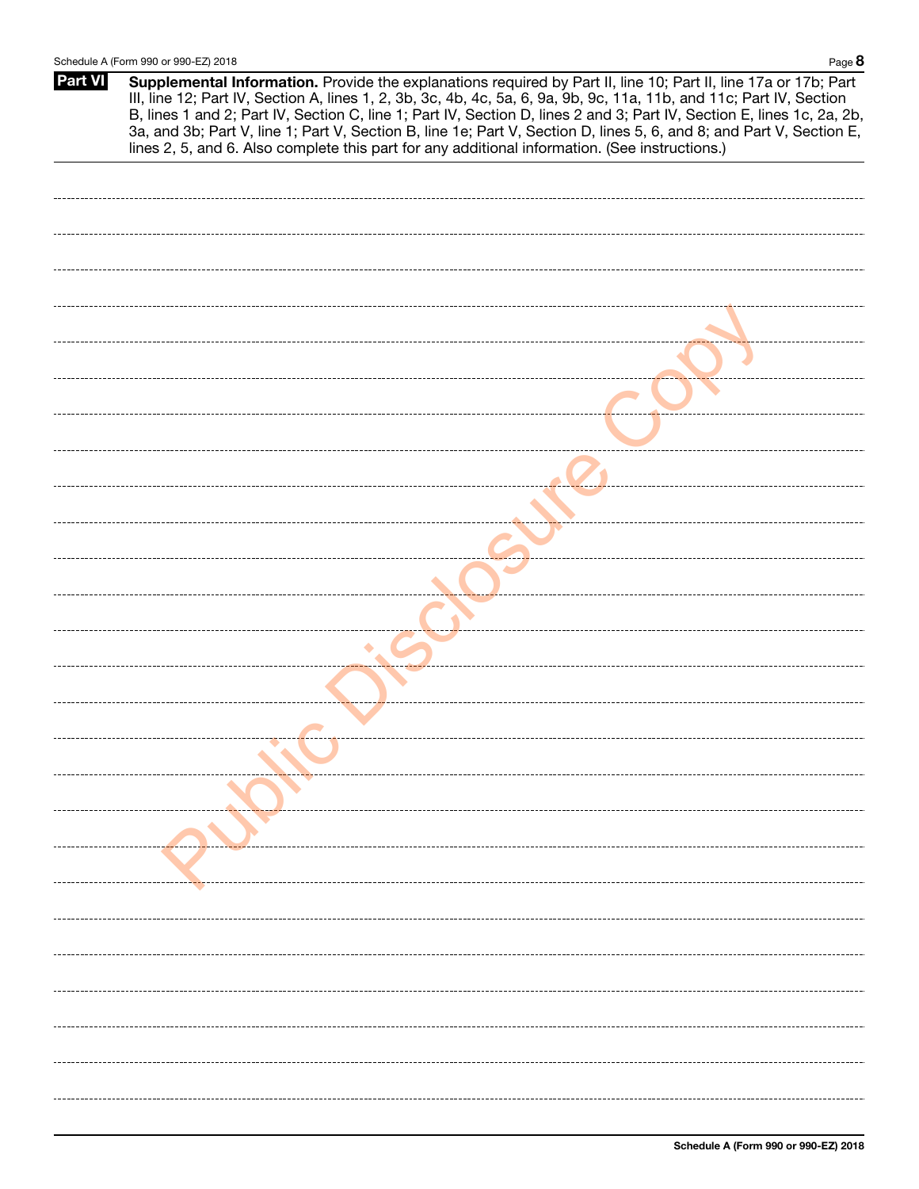**Part VI** **Supplemental Information.** Provide the explanations required by Part II, line 10; Part II, line 17a or 17b; Part III, line 12; Part IV, Section A, lines 1, 2, 3b, 3c, 4b, 4c, 5a, 6, 9a, 9b, 9c, 11a, 11b, and 11c; Part IV, Section B, lines 1 and 2; Part IV, Section C, line 1; Part IV, Section D, lines 2 and 3; Part IV, Section E, lines 1c, 2a, 2b, 3a, and 3b; Part V, line 1; Part V, Section B, line 1e; Part V, Section D, lines 5, 6, and 8; and Part V, Section E, lines 2, 5, and 6. Also complete this part for any additional information. (See instructions.)

Public Disclosure Copy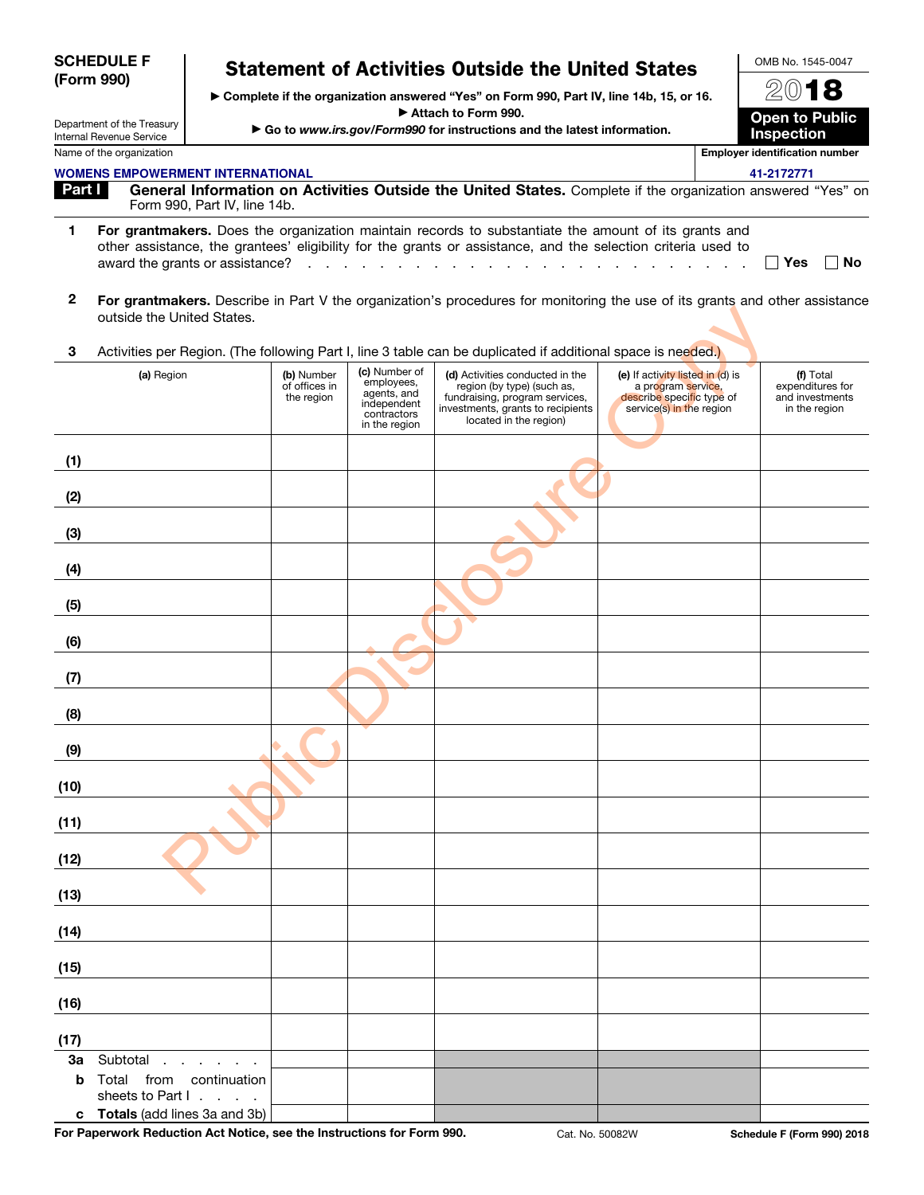**SCHEDULE F (Form 990)**

Department of the Treasury
Internal Revenue Service

# Statement of Activities Outside the United States

▶ Complete if the organization answered "Yes" on Form 990, Part IV, line 14b, 15, or 16.
▶ Attach to Form 990.
▶ Go to *www.irs.gov/Form990* for instructions and the latest information.

OMB No. 1545-0047

**2018**

**Open to Public Inspection**

Name of the organization: WOMENS EMPOWERMENT INTERNATIONAL

Employer identification number: 41-2172771

## Part I General Information on Activities Outside the United States.

Complete if the organization answered "Yes" on Form 990, Part IV, line 14b.

**1** **For grantmakers.** Does the organization maintain records to substantiate the amount of its grants and other assistance, the grantees' eligibility for the grants or assistance, and the selection criteria used to award the grants or assistance? ☐ Yes ☐ No

**2** **For grantmakers.** Describe in Part V the organization's procedures for monitoring the use of its grants and other assistance outside the United States.

**3** Activities per Region. (The following Part I, line 3 table can be duplicated if additional space is needed.)

| (a) Region | (b) Number of offices in the region | (c) Number of employees, agents, and independent contractors in the region | (d) Activities conducted in the region (by type) (such as, fundraising, program services, investments, grants to recipients located in the region) | (e) If activity listed in (d) is a program service, describe specific type of service(s) in the region | (f) Total expenditures for and investments in the region |
|---|---|---|---|---|---|
| (1) | | | | | |
| (2) | | | | | |
| (3) | | | | | |
| (4) | | | | | |
| (5) | | | | | |
| (6) | | | | | |
| (7) | | | | | |
| (8) | | | | | |
| (9) | | | | | |
| (10) | | | | | |
| (11) | | | | | |
| (12) | | | | | |
| (13) | | | | | |
| (14) | | | | | |
| (15) | | | | | |
| (16) | | | | | |
| (17) | | | | | |
| **3a** Subtotal | | | | | |
| **b** Total from continuation sheets to Part I | | | | | |
| **c** **Totals** (add lines 3a and 3b) | | | | | |

**For Paperwork Reduction Act Notice, see the Instructions for Form 990.** Cat. No. 50082W **Schedule F (Form 990) 2018**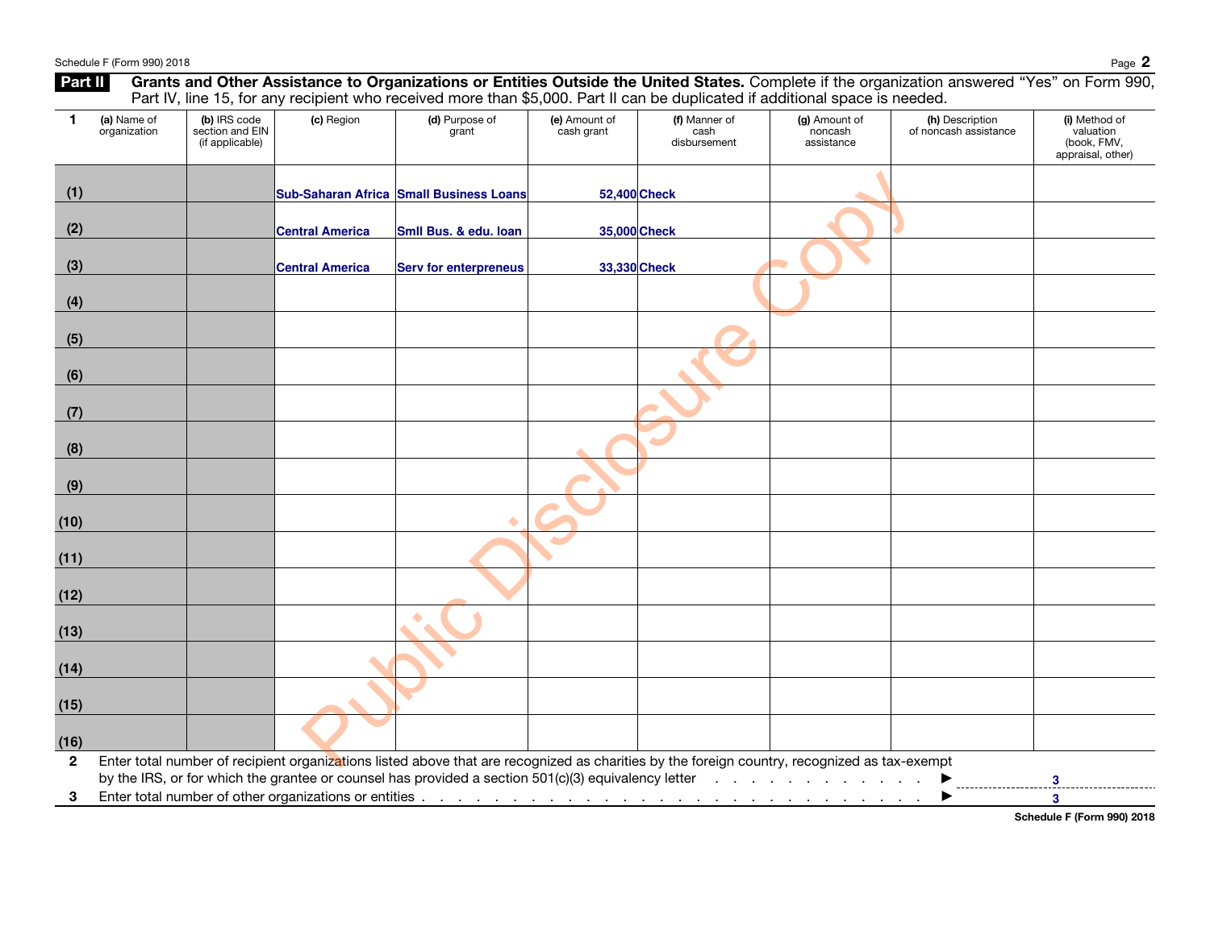## Part II Grants and Other Assistance to Organizations or Entities Outside the United States.

**Part II** **Grants and Other Assistance to Organizations or Entities Outside the United States.** Complete if the organization answered "Yes" on Form 990, Part IV, line 15, for any recipient who received more than $5,000. Part II can be duplicated if additional space is needed.

| 1 | (a) Name of organization | (b) IRS code section and EIN (if applicable) | (c) Region | (d) Purpose of grant | (e) Amount of cash grant | (f) Manner of cash disbursement | (g) Amount of noncash assistance | (h) Description of noncash assistance | (i) Method of valuation (book, FMV, appraisal, other) |
|---|---|---|---|---|---|---|---|---|---|
| (1) | | | Sub-Saharan Africa | Small Business Loans | 52,400 | Check | | | |
| (2) | | | Central America | Smll Bus. & edu. loan | 35,000 | Check | | | |
| (3) | | | Central America | Serv for enterpreneus | 33,330 | Check | | | |
| (4) | | | | | | | | | |
| (5) | | | | | | | | | |
| (6) | | | | | | | | | |
| (7) | | | | | | | | | |
| (8) | | | | | | | | | |
| (9) | | | | | | | | | |
| (10) | | | | | | | | | |
| (11) | | | | | | | | | |
| (12) | | | | | | | | | |
| (13) | | | | | | | | | |
| (14) | | | | | | | | | |
| (15) | | | | | | | | | |
| (16) | | | | | | | | | |

**2** Enter total number of recipient organizations listed above that are recognized as charities by the foreign country, recognized as tax-exempt by the IRS, or for which the grantee or counsel has provided a section 501(c)(3) equivalency letter . . . . . . . . . . . . . ▶ 3

**3** Enter total number of other organizations or entities . . . . . . . . . . . . . . . . . . . . . . . . . . . . . . . ▶ 3

Schedule F (Form 990) 2018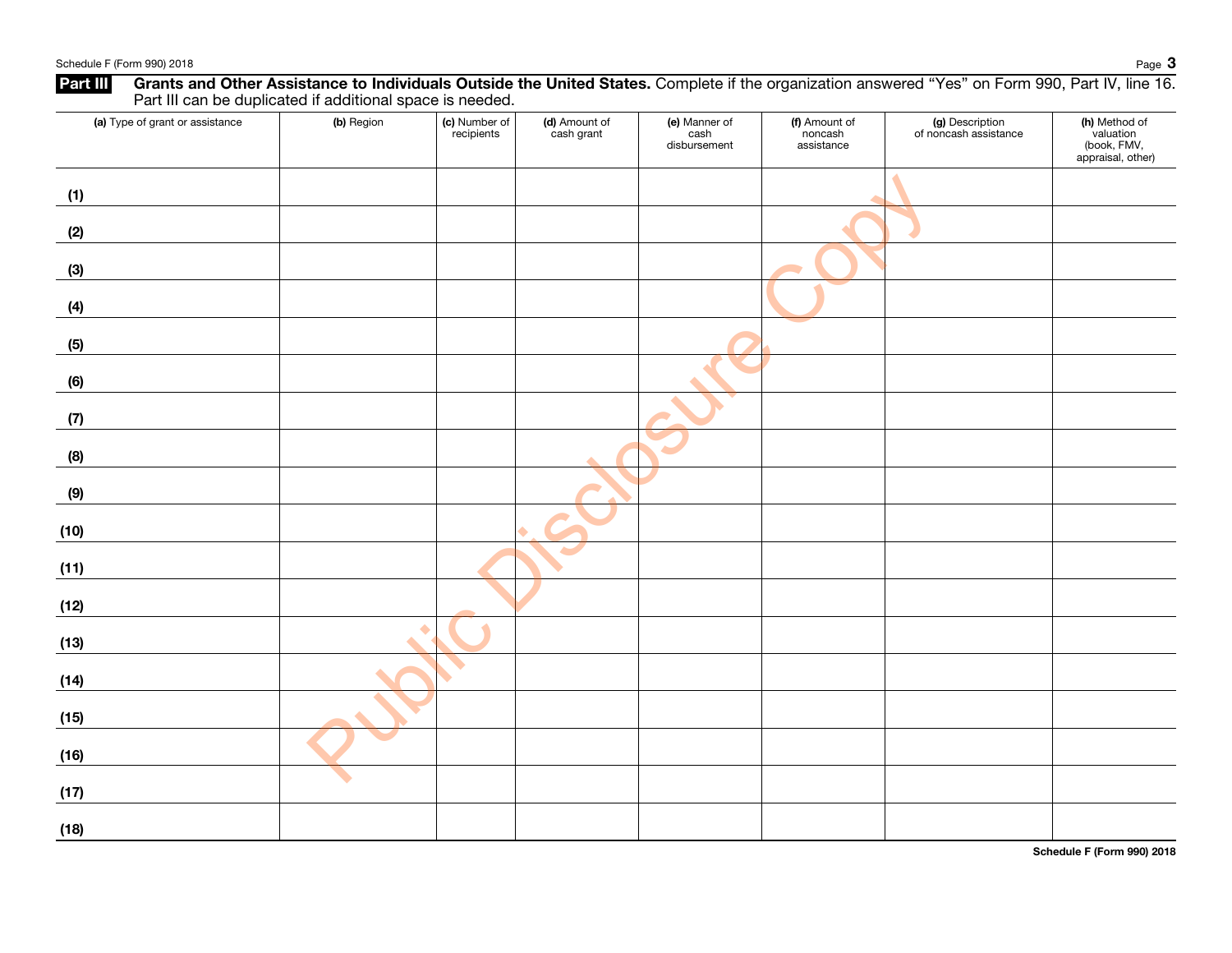## Part III Grants and Other Assistance to Individuals Outside the United States.

Complete if the organization answered "Yes" on Form 990, Part IV, line 16. Part III can be duplicated if additional space is needed.

| (a) Type of grant or assistance | (b) Region | (c) Number of recipients | (d) Amount of cash grant | (e) Manner of cash disbursement | (f) Amount of noncash assistance | (g) Description of noncash assistance | (h) Method of valuation (book, FMV, appraisal, other) |
|---|---|---|---|---|---|---|---|
| (1) | | | | | | | |
| (2) | | | | | | | |
| (3) | | | | | | | |
| (4) | | | | | | | |
| (5) | | | | | | | |
| (6) | | | | | | | |
| (7) | | | | | | | |
| (8) | | | | | | | |
| (9) | | | | | | | |
| (10) | | | | | | | |
| (11) | | | | | | | |
| (12) | | | | | | | |
| (13) | | | | | | | |
| (14) | | | | | | | |
| (15) | | | | | | | |
| (16) | | | | | | | |
| (17) | | | | | | | |
| (18) | | | | | | | |

Public Disclosure Copy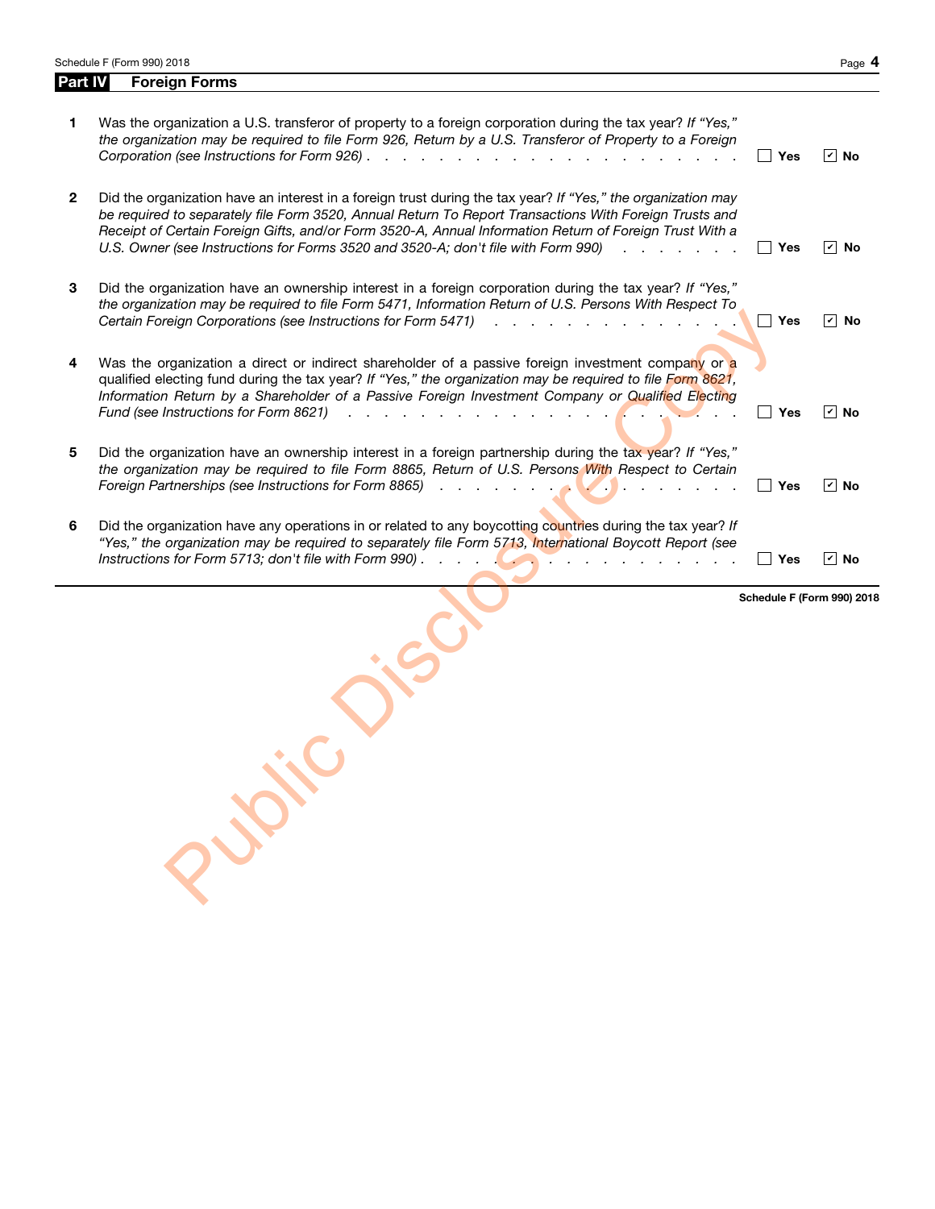## Part IV Foreign Forms

| | | Yes | No |
|---|---|---|---|
| **1** | Was the organization a U.S. transferor of property to a foreign corporation during the tax year? *If "Yes," the organization may be required to file Form 926, Return by a U.S. Transferor of Property to a Foreign Corporation (see Instructions for Form 926)* | ☐ | ☑ |
| **2** | Did the organization have an interest in a foreign trust during the tax year? *If "Yes," the organization may be required to separately file Form 3520, Annual Return To Report Transactions With Foreign Trusts and Receipt of Certain Foreign Gifts, and/or Form 3520-A, Annual Information Return of Foreign Trust With a U.S. Owner (see Instructions for Forms 3520 and 3520-A; don't file with Form 990)* | ☐ | ☑ |
| **3** | Did the organization have an ownership interest in a foreign corporation during the tax year? *If "Yes," the organization may be required to file Form 5471, Information Return of U.S. Persons With Respect To Certain Foreign Corporations (see Instructions for Form 5471)* | ☐ | ☑ |
| **4** | Was the organization a direct or indirect shareholder of a passive foreign investment company or a qualified electing fund during the tax year? *If "Yes," the organization may be required to file Form 8621, Information Return by a Shareholder of a Passive Foreign Investment Company or Qualified Electing Fund (see Instructions for Form 8621)* | ☐ | ☑ |
| **5** | Did the organization have an ownership interest in a foreign partnership during the tax year? *If "Yes," the organization may be required to file Form 8865, Return of U.S. Persons With Respect to Certain Foreign Partnerships (see Instructions for Form 8865)* | ☐ | ☑ |
| **6** | Did the organization have any operations in or related to any boycotting countries during the tax year? *If "Yes," the organization may be required to separately file Form 5713, International Boycott Report (see Instructions for Form 5713; don't file with Form 990)* | ☐ | ☑ |

**Schedule F (Form 990) 2018**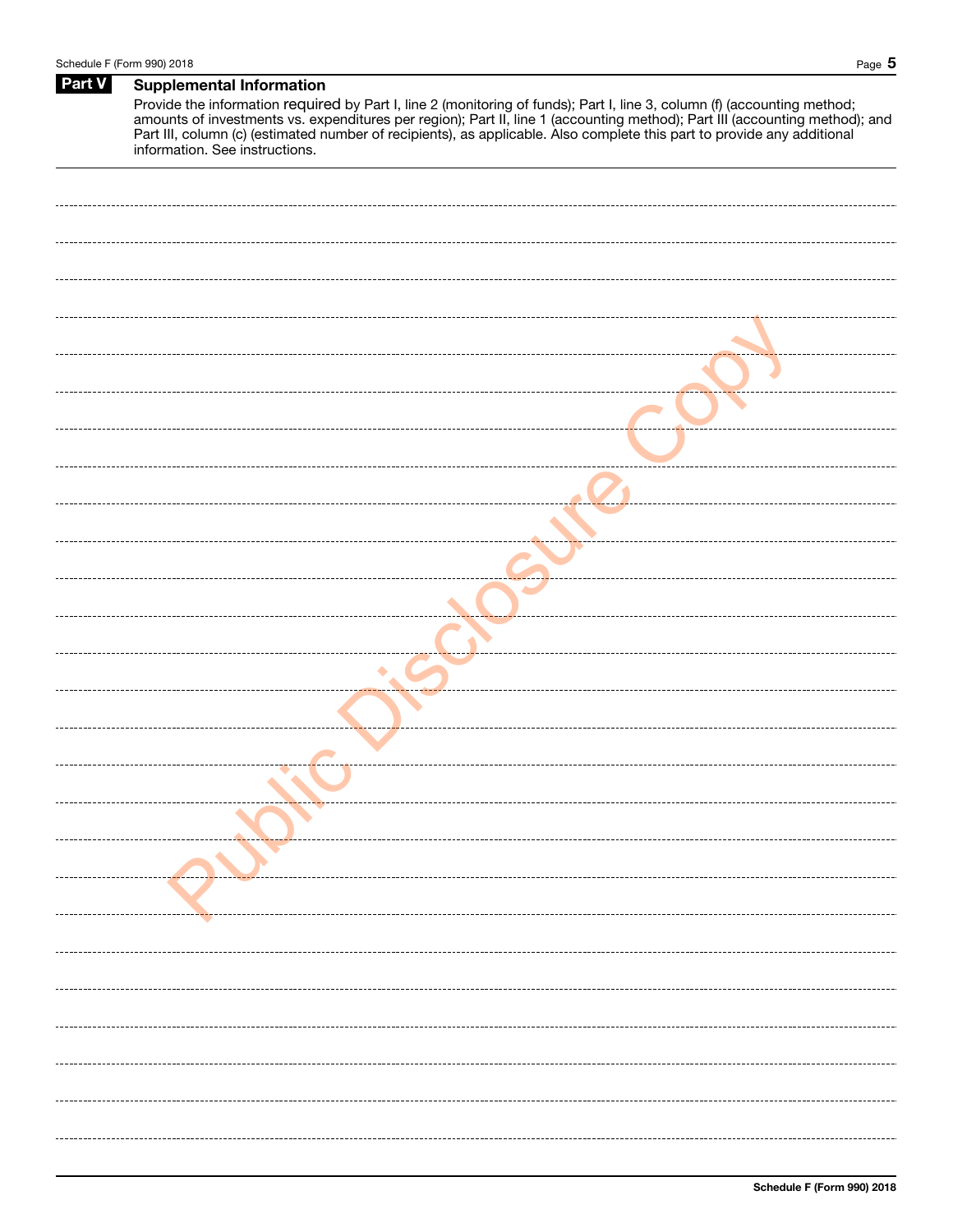## Part V Supplemental Information

Provide the information required by Part I, line 2 (monitoring of funds); Part I, line 3, column (f) (accounting method; amounts of investments vs. expenditures per region); Part II, line 1 (accounting method); Part III (accounting method); and Part III, column (c) (estimated number of recipients), as applicable. Also complete this part to provide any additional information. See instructions.

Public Disclosure Copy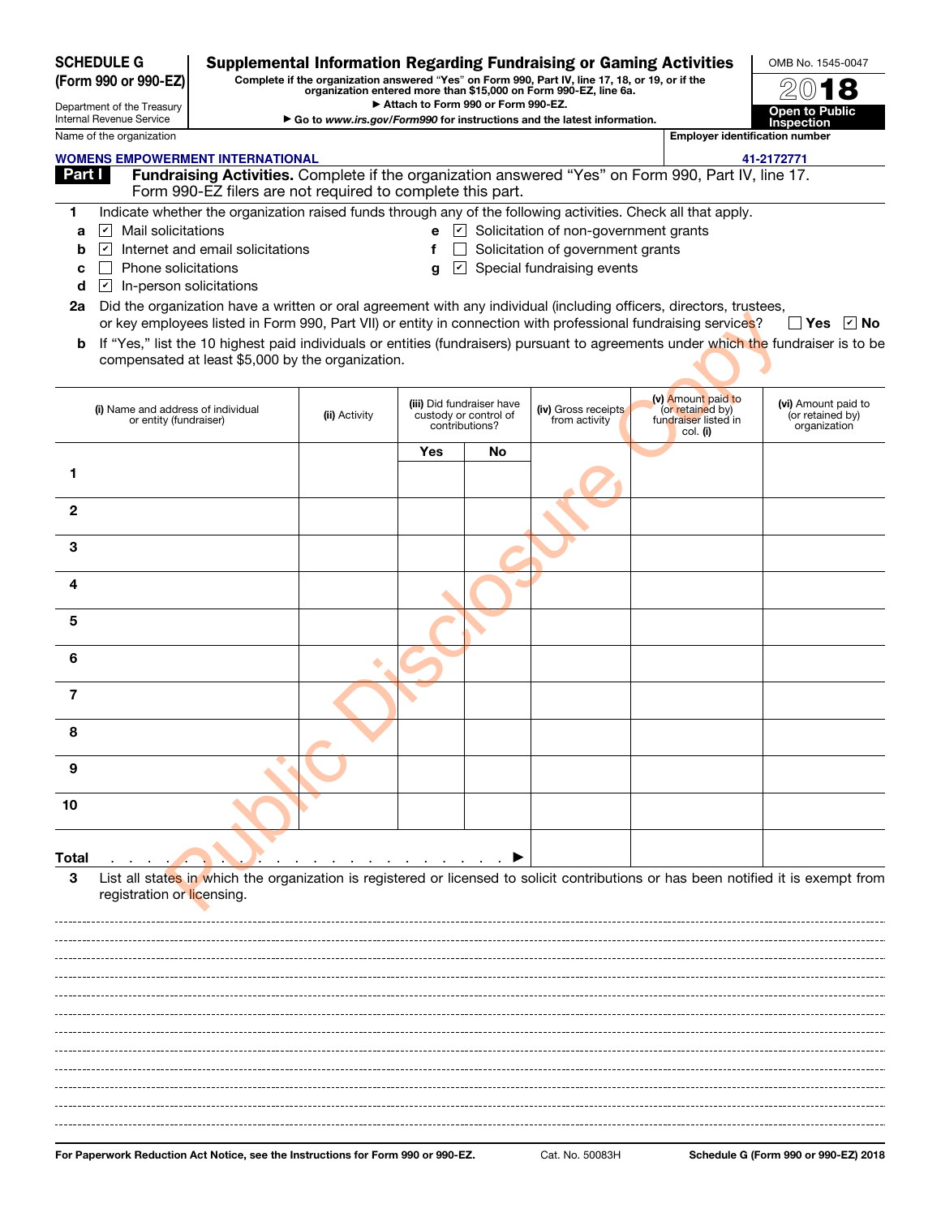**SCHEDULE G (Form 990 or 990-EZ)**

Department of the Treasury
Internal Revenue Service

# Supplemental Information Regarding Fundraising or Gaming Activities

**Complete if the organization answered "Yes" on Form 990, Part IV, line 17, 18, or 19, or if the organization entered more than $15,000 on Form 990-EZ, line 6a.**
**▶ Attach to Form 990 or Form 990-EZ.**
**▶ Go to *www.irs.gov/Form990* for instructions and the latest information.**

OMB No. 1545-0047
**2018**
**Open to Public Inspection**

Name of the organization: **WOMENS EMPOWERMENT INTERNATIONAL**
Employer identification number: **41-2172771**

## Part I Fundraising Activities. Complete if the organization answered "Yes" on Form 990, Part IV, line 17. Form 990-EZ filers are not required to complete this part.

**1** Indicate whether the organization raised funds through any of the following activities. Check all that apply.

- **a** ☑ Mail solicitations
- **b** ☑ Internet and email solicitations
- **c** ☐ Phone solicitations
- **d** ☑ In-person solicitations
- **e** ☑ Solicitation of non-government grants
- **f** ☐ Solicitation of government grants
- **g** ☑ Special fundraising events

**2a** Did the organization have a written or oral agreement with any individual (including officers, directors, trustees, or key employees listed in Form 990, Part VII) or entity in connection with professional fundraising services? ☐ Yes ☑ No

**b** If "Yes," list the 10 highest paid individuals or entities (fundraisers) pursuant to agreements under which the fundraiser is to be compensated at least $5,000 by the organization.

| | (i) Name and address of individual or entity (fundraiser) | (ii) Activity | (iii) Did fundraiser have custody or control of contributions? | | (iv) Gross receipts from activity | (v) Amount paid to (or retained by) fundraiser listed in col. (i) | (vi) Amount paid to (or retained by) organization |
|---|---|---|---|---|---|---|---|
| | | | Yes | No | | | |
| 1 | | | | | | | |
| 2 | | | | | | | |
| 3 | | | | | | | |
| 4 | | | | | | | |
| 5 | | | | | | | |
| 6 | | | | | | | |
| 7 | | | | | | | |
| 8 | | | | | | | |
| 9 | | | | | | | |
| 10 | | | | | | | |
| **Total** ▶ | | | | | | | |

**3** List all states in which the organization is registered or licensed to solicit contributions or has been notified it is exempt from registration or licensing.

**For Paperwork Reduction Act Notice, see the Instructions for Form 990 or 990-EZ.** Cat. No. 50083H **Schedule G (Form 990 or 990-EZ) 2018**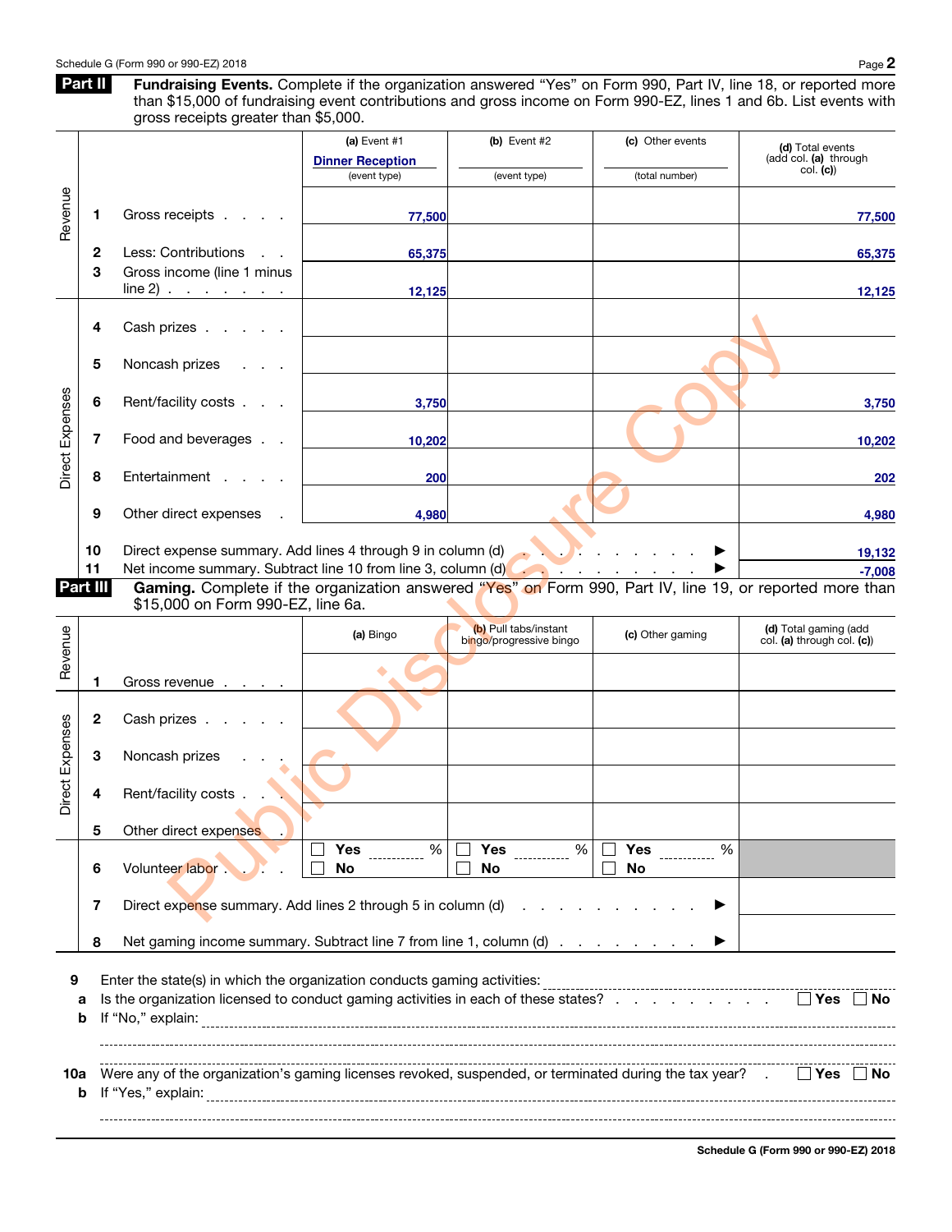**Part II** **Fundraising Events.** Complete if the organization answered "Yes" on Form 990, Part IV, line 18, or reported more than $15,000 of fundraising event contributions and gross income on Form 990-EZ, lines 1 and 6b. List events with gross receipts greater than $5,000.

| | | (a) Event #1 Dinner Reception (event type) | (b) Event #2 (event type) | (c) Other events (total number) | (d) Total events (add col. (a) through col. (c)) |
|---|---|---|---|---|---|
| Revenue | 1 Gross receipts | 77,500 | | | 77,500 |
| | 2 Less: Contributions | 65,375 | | | 65,375 |
| | 3 Gross income (line 1 minus line 2) | 12,125 | | | 12,125 |
| Direct Expenses | 4 Cash prizes | | | | |
| | 5 Noncash prizes | | | | |
| | 6 Rent/facility costs | 3,750 | | | 3,750 |
| | 7 Food and beverages | 10,202 | | | 10,202 |
| | 8 Entertainment | 200 | | | 202 |
| | 9 Other direct expenses | 4,980 | | | 4,980 |
| | 10 Direct expense summary. Add lines 4 through 9 in column (d) ▶ | | | | 19,132 |
| | 11 Net income summary. Subtract line 10 from line 3, column (d) ▶ | | | | -7,008 |

**Part III** **Gaming.** Complete if the organization answered "Yes" on Form 990, Part IV, line 19, or reported more than $15,000 on Form 990-EZ, line 6a.

| | | (a) Bingo | (b) Pull tabs/instant bingo/progressive bingo | (c) Other gaming | (d) Total gaming (add col. (a) through col. (c)) |
|---|---|---|---|---|---|
| Revenue | 1 Gross revenue | | | | |
| Direct Expenses | 2 Cash prizes | | | | |
| | 3 Noncash prizes | | | | |
| | 4 Rent/facility costs | | | | |
| | 5 Other direct expenses | | | | |
| | 6 Volunteer labor | ☐ Yes ____ % ☐ No | ☐ Yes ____ % ☐ No | ☐ Yes ____ % ☐ No | |
| | 7 Direct expense summary. Add lines 2 through 5 in column (d) ▶ | | | | |
| | 8 Net gaming income summary. Subtract line 7 from line 1, column (d) ▶ | | | | |

**9** Enter the state(s) in which the organization conducts gaming activities: ____________

**a** Is the organization licensed to conduct gaming activities in each of these states? ☐ Yes ☐ No

**b** If "No," explain: ____________

**10a** Were any of the organization's gaming licenses revoked, suspended, or terminated during the tax year? ☐ Yes ☐ No

**b** If "Yes," explain: ____________

Public Disclosure Copy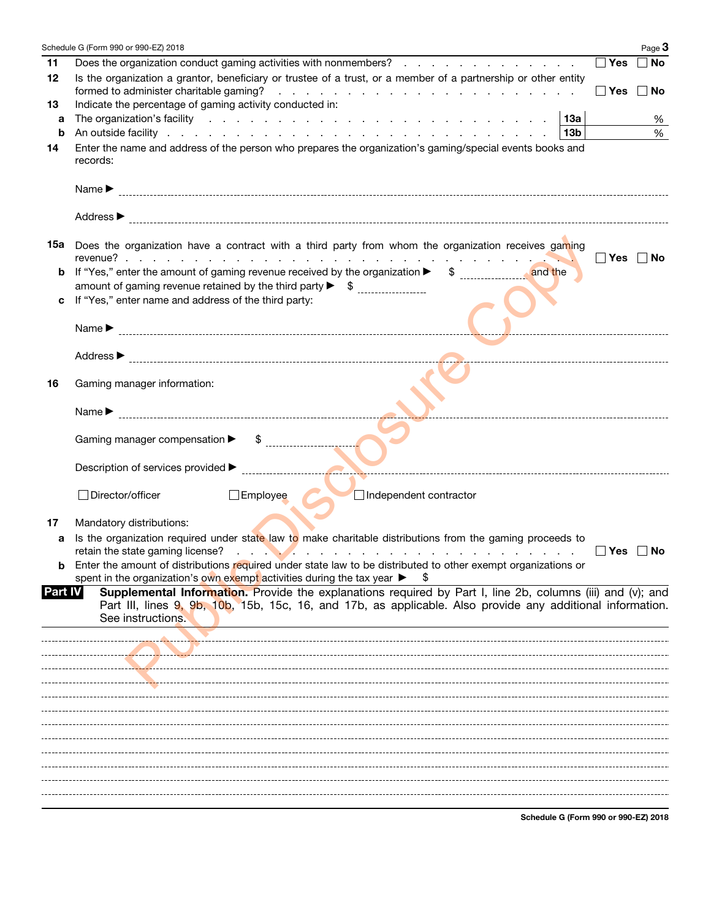11 Does the organization conduct gaming activities with nonmembers? . . . . . . . . . . . . . . ☐ Yes ☐ No

12 Is the organization a grantor, beneficiary or trustee of a trust, or a member of a partnership or other entity formed to administer charitable gaming? . . . . . . . . . . . . . . . . . . . . . ☐ Yes ☐ No

13 Indicate the percentage of gaming activity conducted in:

| | | | |
|---|---|---|---|
| a | The organization's facility | 13a | % |
| b | An outside facility | 13b | % |

14 Enter the name and address of the person who prepares the organization's gaming/special events books and records:

Name ▶

Address ▶

15a Does the organization have a contract with a third party from whom the organization receives gaming revenue? . . . . . . . . . . . . . . . . . . . . . . . . . . . . . . . . ☐ Yes ☐ No

b If "Yes," enter the amount of gaming revenue received by the organization ▶ $ __________ and the amount of gaming revenue retained by the third party ▶ $ __________

c If "Yes," enter name and address of the third party:

Name ▶

Address ▶

16 Gaming manager information:

Name ▶

Gaming manager compensation ▶ $

Description of services provided ▶

☐ Director/officer ☐ Employee ☐ Independent contractor

17 Mandatory distributions:

a Is the organization required under state law to make charitable distributions from the gaming proceeds to retain the state gaming license? . . . . . . . . . . . . . . . . . . . . . . . . ☐ Yes ☐ No

b Enter the amount of distributions required under state law to be distributed to other exempt organizations or spent in the organization's own exempt activities during the tax year ▶ $

## Part IV Supplemental Information.

**Supplemental Information.** Provide the explanations required by Part I, line 2b, columns (iii) and (v); and Part III, lines 9, 9b, 10b, 15b, 15c, 16, and 17b, as applicable. Also provide any additional information. See instructions.

Public Disclosure Copy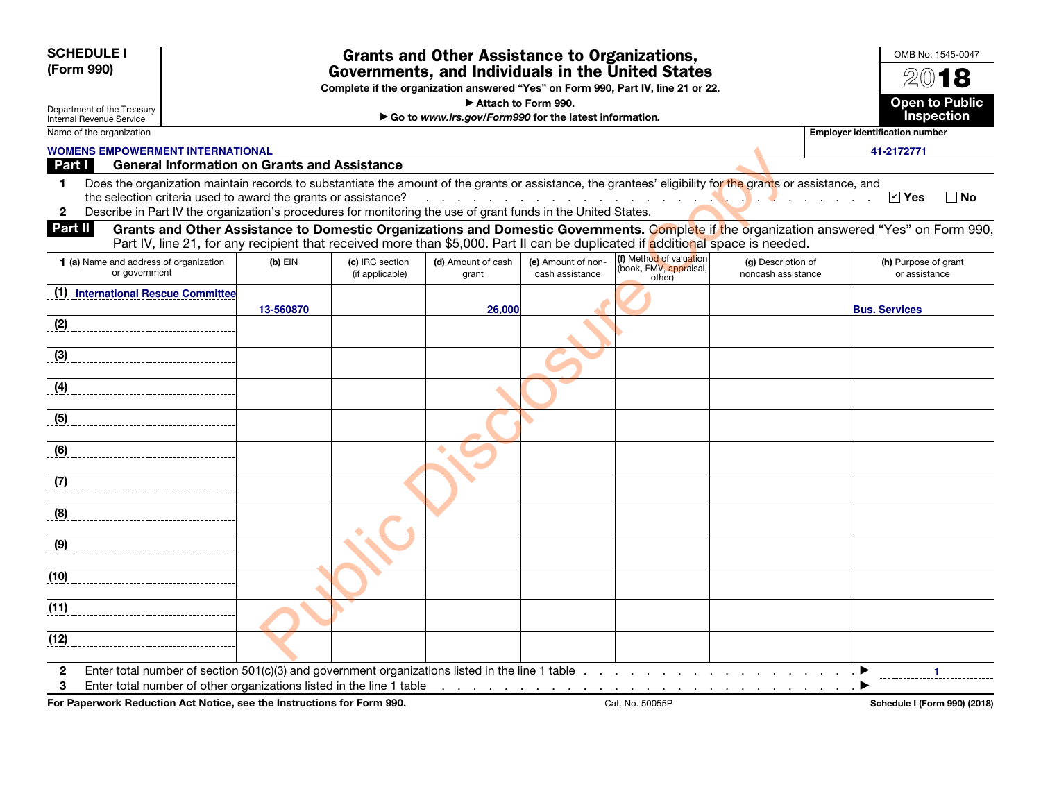**SCHEDULE I (Form 990)**

Department of the Treasury
Internal Revenue Service

# Grants and Other Assistance to Organizations, Governments, and Individuals in the United States

**Complete if the organization answered "Yes" on Form 990, Part IV, line 21 or 22.**
**▶ Attach to Form 990.**
**▶ Go to *www.irs.gov/Form990* for the latest information.**

OMB No. 1545-0047
**2018**
**Open to Public Inspection**

Name of the organization: WOMENS EMPOWERMENT INTERNATIONAL
Employer identification number: 41-2172771

## Part I General Information on Grants and Assistance

1 Does the organization maintain records to substantiate the amount of the grants or assistance, the grantees' eligibility for the grants or assistance, and the selection criteria used to award the grants or assistance? ☑ Yes ☐ No

2 Describe in Part IV the organization's procedures for monitoring the use of grant funds in the United States.

## Part II Grants and Other Assistance to Domestic Organizations and Domestic Governments.

Complete if the organization answered "Yes" on Form 990, Part IV, line 21, for any recipient that received more than $5,000. Part II can be duplicated if additional space is needed.

| 1 (a) Name and address of organization or government | (b) EIN | (c) IRC section (if applicable) | (d) Amount of cash grant | (e) Amount of non-cash assistance | (f) Method of valuation (book, FMV, appraisal, other) | (g) Description of noncash assistance | (h) Purpose of grant or assistance |
|---|---|---|---|---|---|---|---|
| (1) International Rescue Committee | 13-560870 | | 26,000 | | | | Bus. Services |
| (2) | | | | | | | |
| (3) | | | | | | | |
| (4) | | | | | | | |
| (5) | | | | | | | |
| (6) | | | | | | | |
| (7) | | | | | | | |
| (8) | | | | | | | |
| (9) | | | | | | | |
| (10) | | | | | | | |
| (11) | | | | | | | |
| (12) | | | | | | | |

2 Enter total number of section 501(c)(3) and government organizations listed in the line 1 table ▶ 1

3 Enter total number of other organizations listed in the line 1 table ▶

For Paperwork Reduction Act Notice, see the Instructions for Form 990. Cat. No. 50055P Schedule I (Form 990) (2018)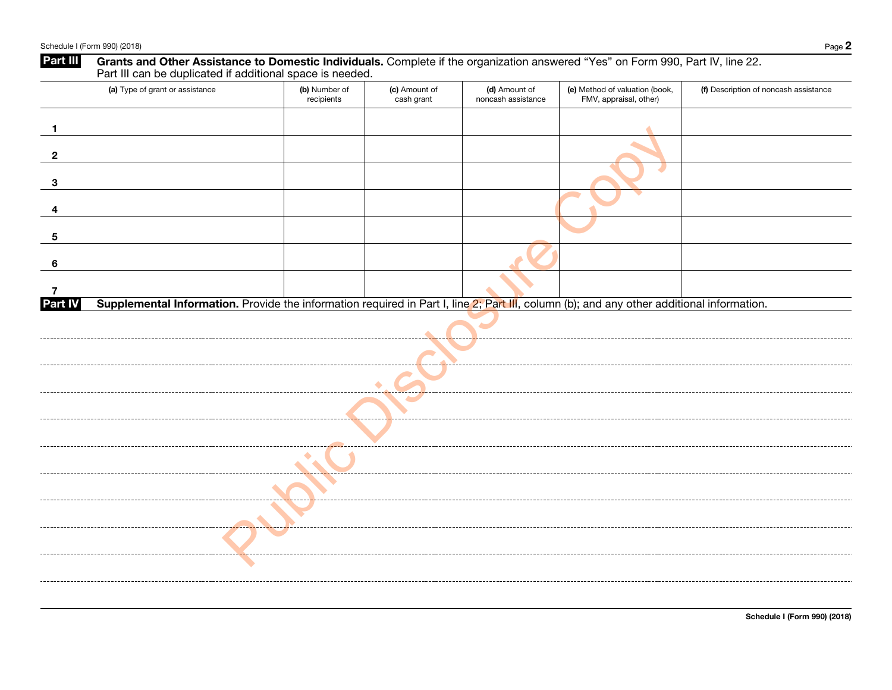## Part III Grants and Other Assistance to Domestic Individuals.

Complete if the organization answered "Yes" on Form 990, Part IV, line 22. Part III can be duplicated if additional space is needed.

| | (a) Type of grant or assistance | (b) Number of recipients | (c) Amount of cash grant | (d) Amount of noncash assistance | (e) Method of valuation (book, FMV, appraisal, other) | (f) Description of noncash assistance |
|---|---|---|---|---|---|---|
| 1 | | | | | | |
| 2 | | | | | | |
| 3 | | | | | | |
| 4 | | | | | | |
| 5 | | | | | | |
| 6 | | | | | | |
| 7 | | | | | | |

## Part IV Supplemental Information.

Provide the information required in Part I, line 2; Part III, column (b); and any other additional information.

Public Disclosure Copy

Schedule I (Form 990) (2018)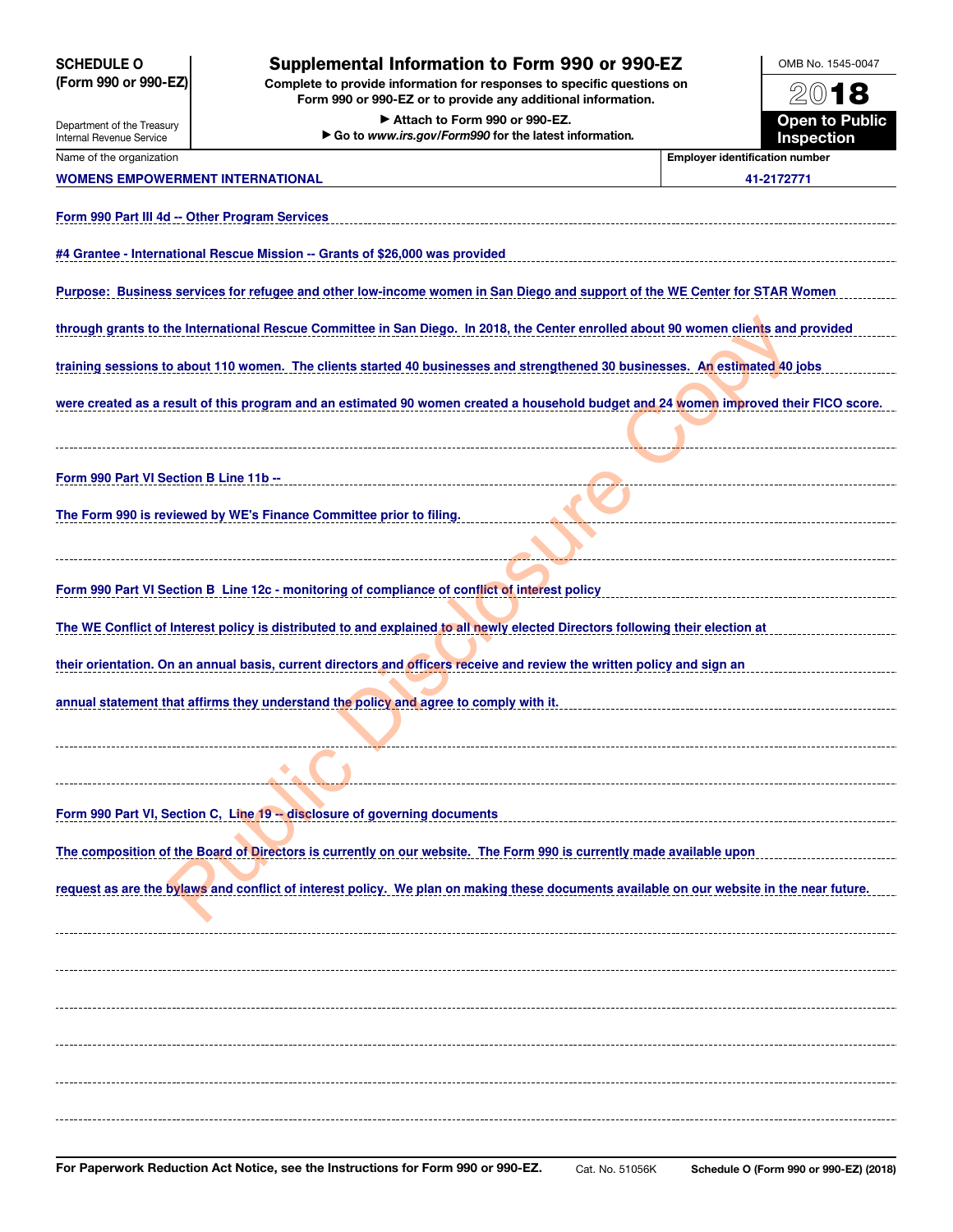**SCHEDULE O (Form 990 or 990-EZ)**

Department of the Treasury
Internal Revenue Service

# Supplemental Information to Form 990 or 990-EZ

**Complete to provide information for responses to specific questions on Form 990 or 990-EZ or to provide any additional information.**

**▶ Attach to Form 990 or 990-EZ.**

**▶ Go to *www.irs.gov/Form990* for the latest information.**

OMB No. 1545-0047

**2018**

**Open to Public Inspection**

| Name of the organization | Employer identification number |
|---|---|
| WOMENS EMPOWERMENT INTERNATIONAL | 41-2172771 |

Form 990 Part III 4d -- Other Program Services

#4 Grantee - International Rescue Mission -- Grants of $26,000 was provided

Purpose: Business services for refugee and other low-income women in San Diego and support of the WE Center for STAR Women through grants to the International Rescue Committee in San Diego. In 2018, the Center enrolled about 90 women clients and provided training sessions to about 110 women. The clients started 40 businesses and strengthened 30 businesses. An estimated 40 jobs were created as a result of this program and an estimated 90 women created a household budget and 24 women improved their FICO score.

Form 990 Part VI Section B Line 11b --

The Form 990 is reviewed by WE's Finance Committee prior to filing.

Form 990 Part VI Section B Line 12c - monitoring of compliance of conflict of interest policy

The WE Conflict of Interest policy is distributed to and explained to all newly elected Directors following their election at their orientation. On an annual basis, current directors and officers receive and review the written policy and sign an annual statement that affirms they understand the policy and agree to comply with it.

Form 990 Part VI, Section C, Line 19 -- disclosure of governing documents

The composition of the Board of Directors is currently on our website. The Form 990 is currently made available upon request as are the bylaws and conflict of interest policy. We plan on making these documents available on our website in the near future.

**For Paperwork Reduction Act Notice, see the Instructions for Form 990 or 990-EZ.** Cat. No. 51056K **Schedule O (Form 990 or 990-EZ) (2018)**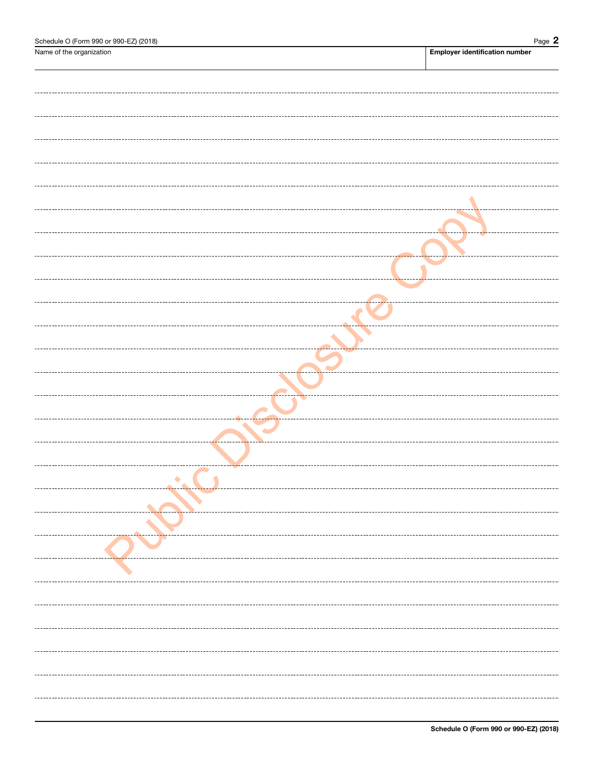| Name of the organization | Employer identification number |
| --- | --- |
| | |

Public Disclosure Copy